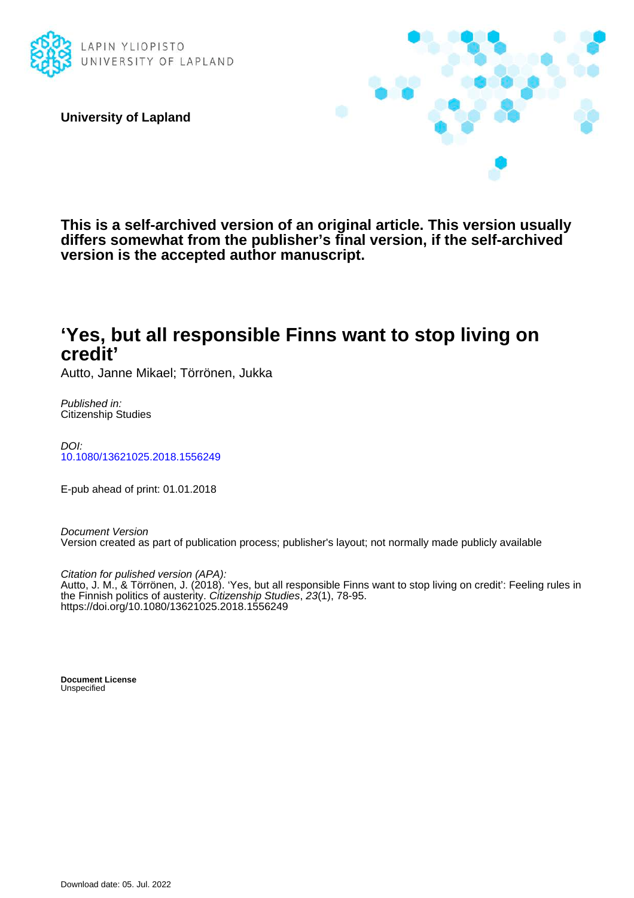LAPIN YLIOPISTO
UNIVERSITY OF LAPLAND

**University of Lapland**

**This is a self-archived version of an original article. This version usually differs somewhat from the publisher's final version, if the self-archived version is the accepted author manuscript.**

# 'Yes, but all responsible Finns want to stop living on credit'

Autto, Janne Mikael; Törrönen, Jukka

*Published in:*
Citizenship Studies

*DOI:*
10.1080/13621025.2018.1556249

E-pub ahead of print: 01.01.2018

*Document Version*
Version created as part of publication process; publisher's layout; not normally made publicly available

*Citation for pulished version (APA):*
Autto, J. M., & Törrönen, J. (2018). 'Yes, but all responsible Finns want to stop living on credit': Feeling rules in the Finnish politics of austerity. *Citizenship Studies*, *23*(1), 78-95. https://doi.org/10.1080/13621025.2018.1556249

**Document License**
Unspecified

Download date: 05. Jul. 2022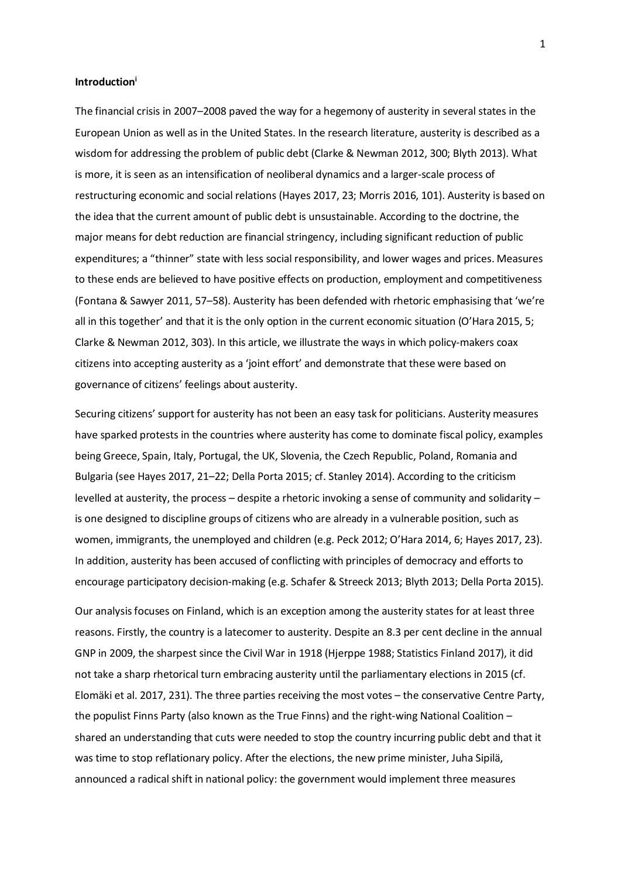**Introduction**[i]

The financial crisis in 2007–2008 paved the way for a hegemony of austerity in several states in the European Union as well as in the United States. In the research literature, austerity is described as a wisdom for addressing the problem of public debt (Clarke & Newman 2012, 300; Blyth 2013). What is more, it is seen as an intensification of neoliberal dynamics and a larger-scale process of restructuring economic and social relations (Hayes 2017, 23; Morris 2016, 101). Austerity is based on the idea that the current amount of public debt is unsustainable. According to the doctrine, the major means for debt reduction are financial stringency, including significant reduction of public expenditures; a "thinner" state with less social responsibility, and lower wages and prices. Measures to these ends are believed to have positive effects on production, employment and competitiveness (Fontana & Sawyer 2011, 57–58). Austerity has been defended with rhetoric emphasising that 'we're all in this together' and that it is the only option in the current economic situation (O'Hara 2015, 5; Clarke & Newman 2012, 303). In this article, we illustrate the ways in which policy-makers coax citizens into accepting austerity as a 'joint effort' and demonstrate that these were based on governance of citizens' feelings about austerity.

Securing citizens' support for austerity has not been an easy task for politicians. Austerity measures have sparked protests in the countries where austerity has come to dominate fiscal policy, examples being Greece, Spain, Italy, Portugal, the UK, Slovenia, the Czech Republic, Poland, Romania and Bulgaria (see Hayes 2017, 21–22; Della Porta 2015; cf. Stanley 2014). According to the criticism levelled at austerity, the process – despite a rhetoric invoking a sense of community and solidarity – is one designed to discipline groups of citizens who are already in a vulnerable position, such as women, immigrants, the unemployed and children (e.g. Peck 2012; O'Hara 2014, 6; Hayes 2017, 23). In addition, austerity has been accused of conflicting with principles of democracy and efforts to encourage participatory decision-making (e.g. Schafer & Streeck 2013; Blyth 2013; Della Porta 2015).

Our analysis focuses on Finland, which is an exception among the austerity states for at least three reasons. Firstly, the country is a latecomer to austerity. Despite an 8.3 per cent decline in the annual GNP in 2009, the sharpest since the Civil War in 1918 (Hjerppe 1988; Statistics Finland 2017), it did not take a sharp rhetorical turn embracing austerity until the parliamentary elections in 2015 (cf. Elomäki et al. 2017, 231). The three parties receiving the most votes – the conservative Centre Party, the populist Finns Party (also known as the True Finns) and the right-wing National Coalition – shared an understanding that cuts were needed to stop the country incurring public debt and that it was time to stop reflationary policy. After the elections, the new prime minister, Juha Sipilä, announced a radical shift in national policy: the government would implement three measures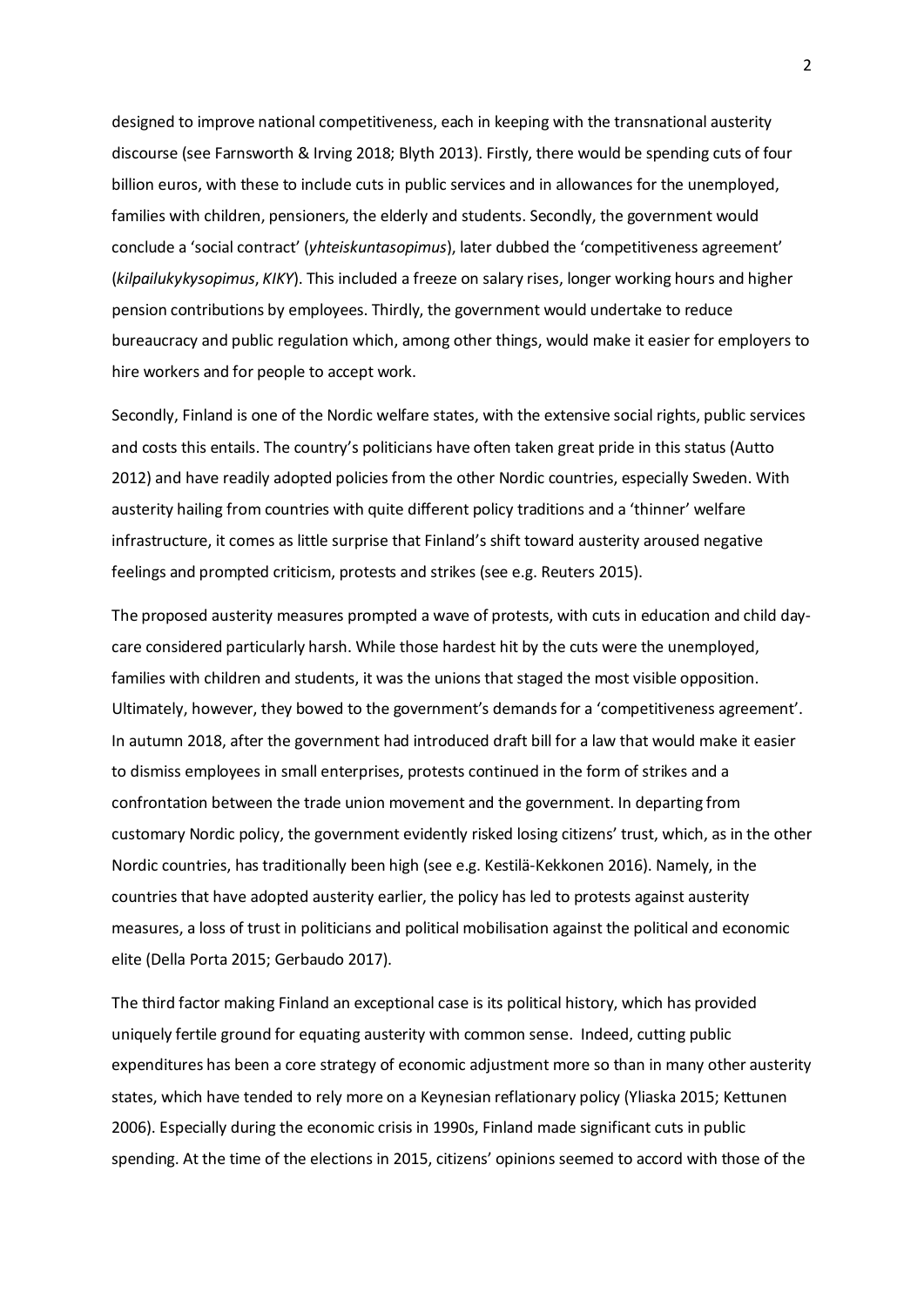designed to improve national competitiveness, each in keeping with the transnational austerity discourse (see Farnsworth & Irving 2018; Blyth 2013). Firstly, there would be spending cuts of four billion euros, with these to include cuts in public services and in allowances for the unemployed, families with children, pensioners, the elderly and students. Secondly, the government would conclude a 'social contract' (*yhteiskuntasopimus*), later dubbed the 'competitiveness agreement' (*kilpailukykysopimus*, *KIKY*). This included a freeze on salary rises, longer working hours and higher pension contributions by employees. Thirdly, the government would undertake to reduce bureaucracy and public regulation which, among other things, would make it easier for employers to hire workers and for people to accept work.

Secondly, Finland is one of the Nordic welfare states, with the extensive social rights, public services and costs this entails. The country's politicians have often taken great pride in this status (Autto 2012) and have readily adopted policies from the other Nordic countries, especially Sweden. With austerity hailing from countries with quite different policy traditions and a 'thinner' welfare infrastructure, it comes as little surprise that Finland's shift toward austerity aroused negative feelings and prompted criticism, protests and strikes (see e.g. Reuters 2015).

The proposed austerity measures prompted a wave of protests, with cuts in education and child day-care considered particularly harsh. While those hardest hit by the cuts were the unemployed, families with children and students, it was the unions that staged the most visible opposition. Ultimately, however, they bowed to the government's demands for a 'competitiveness agreement'. In autumn 2018, after the government had introduced draft bill for a law that would make it easier to dismiss employees in small enterprises, protests continued in the form of strikes and a confrontation between the trade union movement and the government. In departing from customary Nordic policy, the government evidently risked losing citizens' trust, which, as in the other Nordic countries, has traditionally been high (see e.g. Kestilä-Kekkonen 2016). Namely, in the countries that have adopted austerity earlier, the policy has led to protests against austerity measures, a loss of trust in politicians and political mobilisation against the political and economic elite (Della Porta 2015; Gerbaudo 2017).

The third factor making Finland an exceptional case is its political history, which has provided uniquely fertile ground for equating austerity with common sense. Indeed, cutting public expenditures has been a core strategy of economic adjustment more so than in many other austerity states, which have tended to rely more on a Keynesian reflationary policy (Yliaska 2015; Kettunen 2006). Especially during the economic crisis in 1990s, Finland made significant cuts in public spending. At the time of the elections in 2015, citizens' opinions seemed to accord with those of the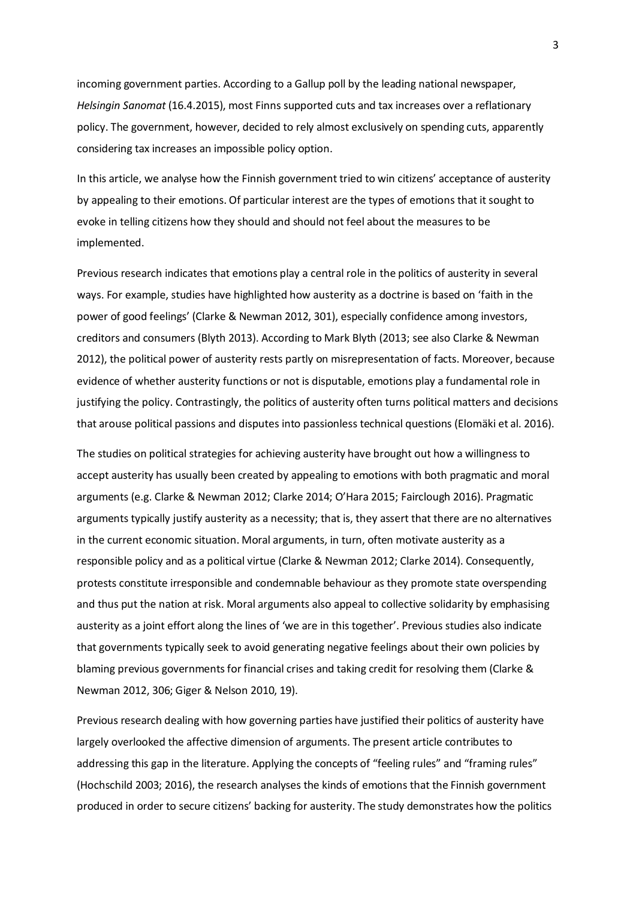incoming government parties. According to a Gallup poll by the leading national newspaper, *Helsingin Sanomat* (16.4.2015), most Finns supported cuts and tax increases over a reflationary policy. The government, however, decided to rely almost exclusively on spending cuts, apparently considering tax increases an impossible policy option.

In this article, we analyse how the Finnish government tried to win citizens' acceptance of austerity by appealing to their emotions. Of particular interest are the types of emotions that it sought to evoke in telling citizens how they should and should not feel about the measures to be implemented.

Previous research indicates that emotions play a central role in the politics of austerity in several ways. For example, studies have highlighted how austerity as a doctrine is based on 'faith in the power of good feelings' (Clarke & Newman 2012, 301), especially confidence among investors, creditors and consumers (Blyth 2013). According to Mark Blyth (2013; see also Clarke & Newman 2012), the political power of austerity rests partly on misrepresentation of facts. Moreover, because evidence of whether austerity functions or not is disputable, emotions play a fundamental role in justifying the policy. Contrastingly, the politics of austerity often turns political matters and decisions that arouse political passions and disputes into passionless technical questions (Elomäki et al. 2016).

The studies on political strategies for achieving austerity have brought out how a willingness to accept austerity has usually been created by appealing to emotions with both pragmatic and moral arguments (e.g. Clarke & Newman 2012; Clarke 2014; O'Hara 2015; Fairclough 2016). Pragmatic arguments typically justify austerity as a necessity; that is, they assert that there are no alternatives in the current economic situation. Moral arguments, in turn, often motivate austerity as a responsible policy and as a political virtue (Clarke & Newman 2012; Clarke 2014). Consequently, protests constitute irresponsible and condemnable behaviour as they promote state overspending and thus put the nation at risk. Moral arguments also appeal to collective solidarity by emphasising austerity as a joint effort along the lines of 'we are in this together'. Previous studies also indicate that governments typically seek to avoid generating negative feelings about their own policies by blaming previous governments for financial crises and taking credit for resolving them (Clarke & Newman 2012, 306; Giger & Nelson 2010, 19).

Previous research dealing with how governing parties have justified their politics of austerity have largely overlooked the affective dimension of arguments. The present article contributes to addressing this gap in the literature. Applying the concepts of "feeling rules" and "framing rules" (Hochschild 2003; 2016), the research analyses the kinds of emotions that the Finnish government produced in order to secure citizens' backing for austerity. The study demonstrates how the politics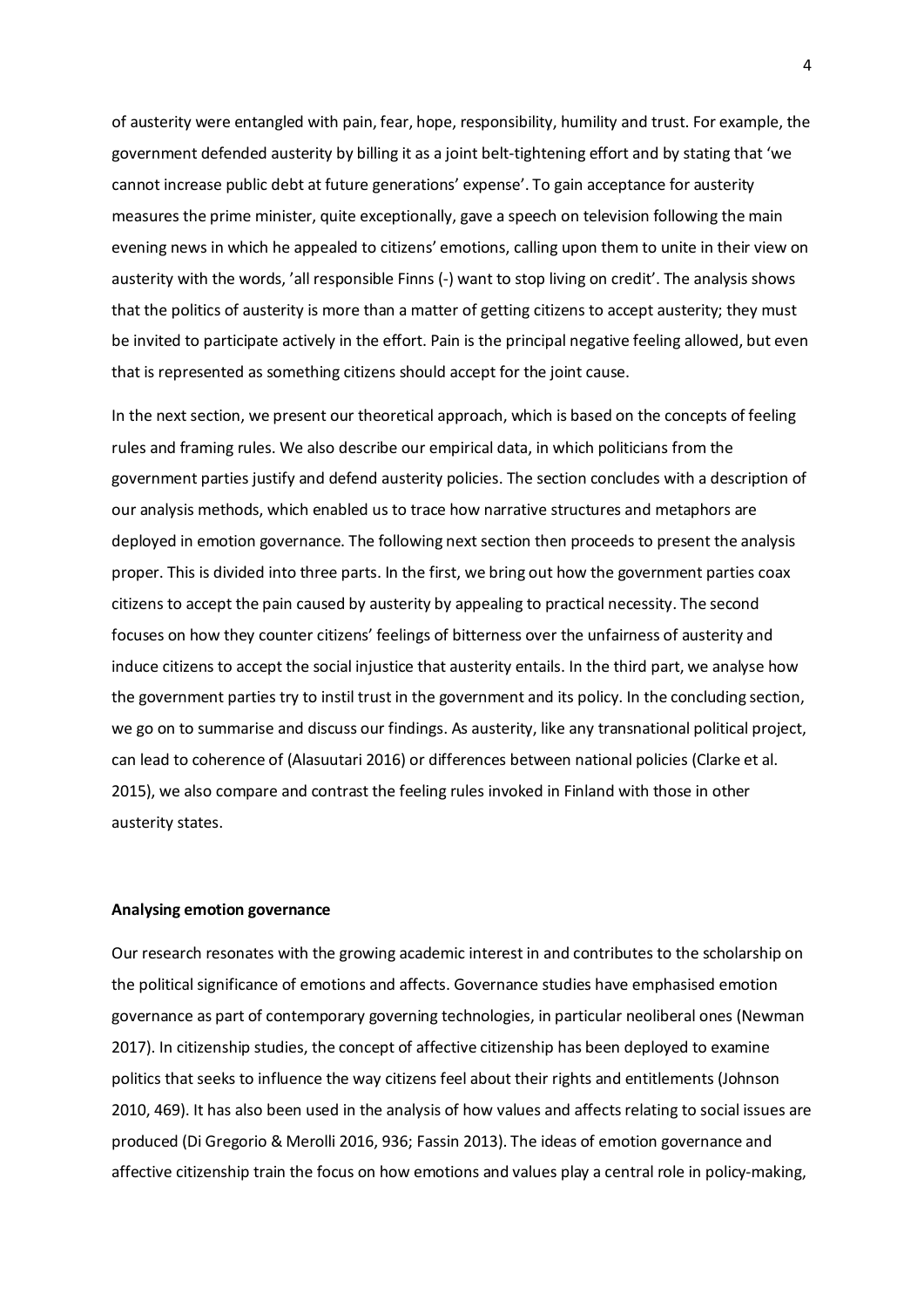of austerity were entangled with pain, fear, hope, responsibility, humility and trust. For example, the government defended austerity by billing it as a joint belt-tightening effort and by stating that 'we cannot increase public debt at future generations' expense'. To gain acceptance for austerity measures the prime minister, quite exceptionally, gave a speech on television following the main evening news in which he appealed to citizens' emotions, calling upon them to unite in their view on austerity with the words, 'all responsible Finns (-) want to stop living on credit'. The analysis shows that the politics of austerity is more than a matter of getting citizens to accept austerity; they must be invited to participate actively in the effort. Pain is the principal negative feeling allowed, but even that is represented as something citizens should accept for the joint cause.

In the next section, we present our theoretical approach, which is based on the concepts of feeling rules and framing rules. We also describe our empirical data, in which politicians from the government parties justify and defend austerity policies. The section concludes with a description of our analysis methods, which enabled us to trace how narrative structures and metaphors are deployed in emotion governance. The following next section then proceeds to present the analysis proper. This is divided into three parts. In the first, we bring out how the government parties coax citizens to accept the pain caused by austerity by appealing to practical necessity. The second focuses on how they counter citizens' feelings of bitterness over the unfairness of austerity and induce citizens to accept the social injustice that austerity entails. In the third part, we analyse how the government parties try to instil trust in the government and its policy. In the concluding section, we go on to summarise and discuss our findings. As austerity, like any transnational political project, can lead to coherence of (Alasuutari 2016) or differences between national policies (Clarke et al. 2015), we also compare and contrast the feeling rules invoked in Finland with those in other austerity states.

## Analysing emotion governance

Our research resonates with the growing academic interest in and contributes to the scholarship on the political significance of emotions and affects. Governance studies have emphasised emotion governance as part of contemporary governing technologies, in particular neoliberal ones (Newman 2017). In citizenship studies, the concept of affective citizenship has been deployed to examine politics that seeks to influence the way citizens feel about their rights and entitlements (Johnson 2010, 469). It has also been used in the analysis of how values and affects relating to social issues are produced (Di Gregorio & Merolli 2016, 936; Fassin 2013). The ideas of emotion governance and affective citizenship train the focus on how emotions and values play a central role in policy-making,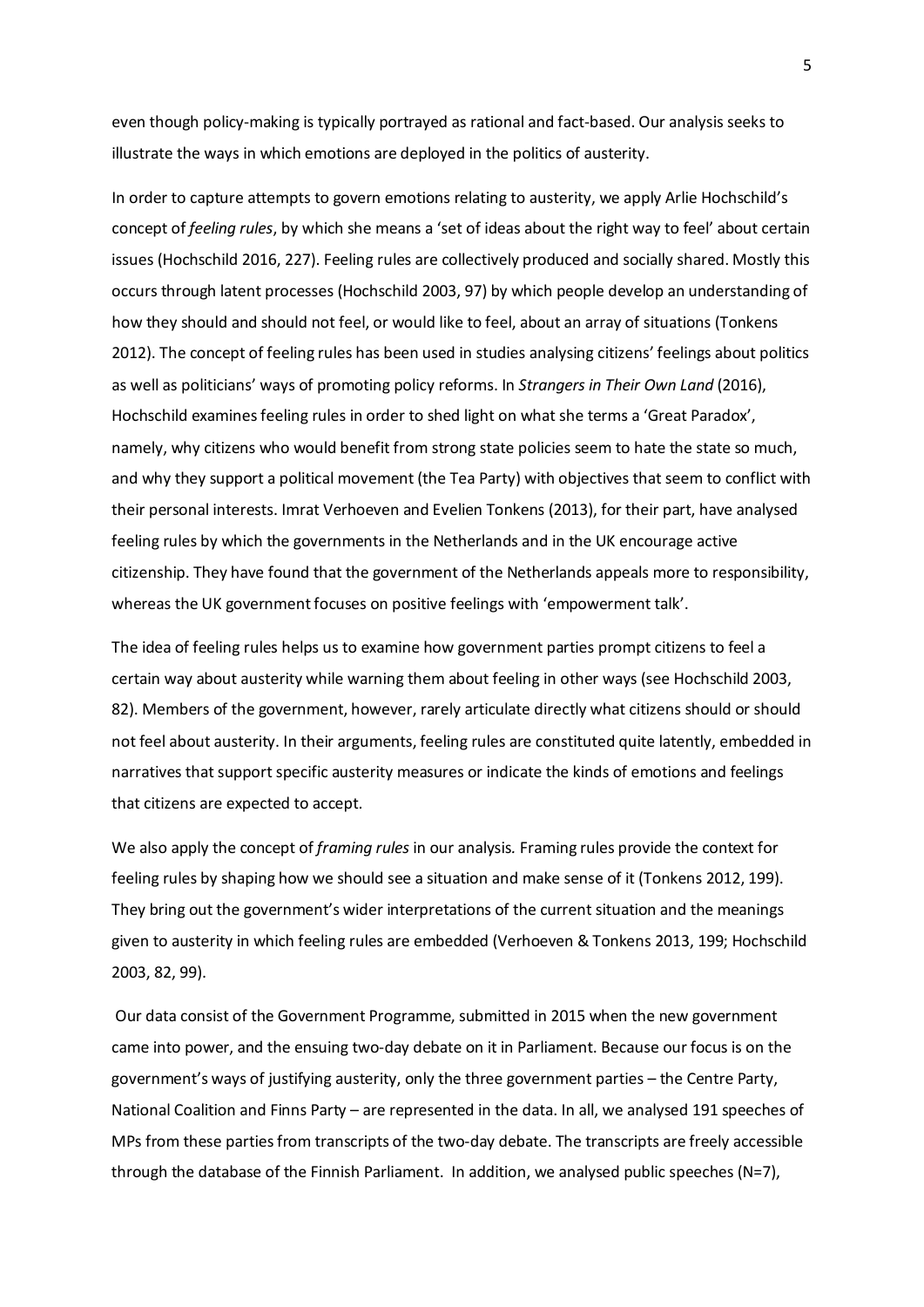even though policy-making is typically portrayed as rational and fact-based. Our analysis seeks to illustrate the ways in which emotions are deployed in the politics of austerity.

In order to capture attempts to govern emotions relating to austerity, we apply Arlie Hochschild's concept of *feeling rules*, by which she means a 'set of ideas about the right way to feel' about certain issues (Hochschild 2016, 227). Feeling rules are collectively produced and socially shared. Mostly this occurs through latent processes (Hochschild 2003, 97) by which people develop an understanding of how they should and should not feel, or would like to feel, about an array of situations (Tonkens 2012). The concept of feeling rules has been used in studies analysing citizens' feelings about politics as well as politicians' ways of promoting policy reforms. In *Strangers in Their Own Land* (2016), Hochschild examines feeling rules in order to shed light on what she terms a 'Great Paradox', namely, why citizens who would benefit from strong state policies seem to hate the state so much, and why they support a political movement (the Tea Party) with objectives that seem to conflict with their personal interests. Imrat Verhoeven and Evelien Tonkens (2013), for their part, have analysed feeling rules by which the governments in the Netherlands and in the UK encourage active citizenship. They have found that the government of the Netherlands appeals more to responsibility, whereas the UK government focuses on positive feelings with 'empowerment talk'.

The idea of feeling rules helps us to examine how government parties prompt citizens to feel a certain way about austerity while warning them about feeling in other ways (see Hochschild 2003, 82). Members of the government, however, rarely articulate directly what citizens should or should not feel about austerity. In their arguments, feeling rules are constituted quite latently, embedded in narratives that support specific austerity measures or indicate the kinds of emotions and feelings that citizens are expected to accept.

We also apply the concept of *framing rules* in our analysis. Framing rules provide the context for feeling rules by shaping how we should see a situation and make sense of it (Tonkens 2012, 199). They bring out the government's wider interpretations of the current situation and the meanings given to austerity in which feeling rules are embedded (Verhoeven & Tonkens 2013, 199; Hochschild 2003, 82, 99).

Our data consist of the Government Programme, submitted in 2015 when the new government came into power, and the ensuing two-day debate on it in Parliament. Because our focus is on the government's ways of justifying austerity, only the three government parties – the Centre Party, National Coalition and Finns Party – are represented in the data. In all, we analysed 191 speeches of MPs from these parties from transcripts of the two-day debate. The transcripts are freely accessible through the database of the Finnish Parliament. In addition, we analysed public speeches (N=7),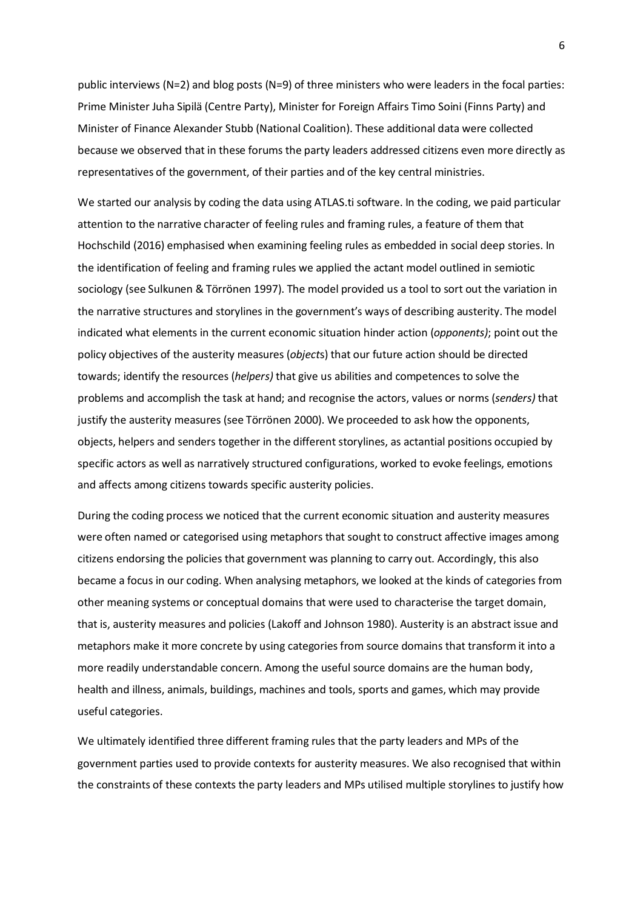public interviews (N=2) and blog posts (N=9) of three ministers who were leaders in the focal parties: Prime Minister Juha Sipilä (Centre Party), Minister for Foreign Affairs Timo Soini (Finns Party) and Minister of Finance Alexander Stubb (National Coalition). These additional data were collected because we observed that in these forums the party leaders addressed citizens even more directly as representatives of the government, of their parties and of the key central ministries.

We started our analysis by coding the data using ATLAS.ti software. In the coding, we paid particular attention to the narrative character of feeling rules and framing rules, a feature of them that Hochschild (2016) emphasised when examining feeling rules as embedded in social deep stories. In the identification of feeling and framing rules we applied the actant model outlined in semiotic sociology (see Sulkunen & Törrönen 1997). The model provided us a tool to sort out the variation in the narrative structures and storylines in the government's ways of describing austerity. The model indicated what elements in the current economic situation hinder action (*opponents)*; point out the policy objectives of the austerity measures (*object*s) that our future action should be directed towards; identify the resources (*helpers)* that give us abilities and competences to solve the problems and accomplish the task at hand; and recognise the actors, values or norms (*senders)* that justify the austerity measures (see Törrönen 2000). We proceeded to ask how the opponents, objects, helpers and senders together in the different storylines, as actantial positions occupied by specific actors as well as narratively structured configurations, worked to evoke feelings, emotions and affects among citizens towards specific austerity policies.

During the coding process we noticed that the current economic situation and austerity measures were often named or categorised using metaphors that sought to construct affective images among citizens endorsing the policies that government was planning to carry out. Accordingly, this also became a focus in our coding. When analysing metaphors, we looked at the kinds of categories from other meaning systems or conceptual domains that were used to characterise the target domain, that is, austerity measures and policies (Lakoff and Johnson 1980). Austerity is an abstract issue and metaphors make it more concrete by using categories from source domains that transform it into a more readily understandable concern. Among the useful source domains are the human body, health and illness, animals, buildings, machines and tools, sports and games, which may provide useful categories.

We ultimately identified three different framing rules that the party leaders and MPs of the government parties used to provide contexts for austerity measures. We also recognised that within the constraints of these contexts the party leaders and MPs utilised multiple storylines to justify how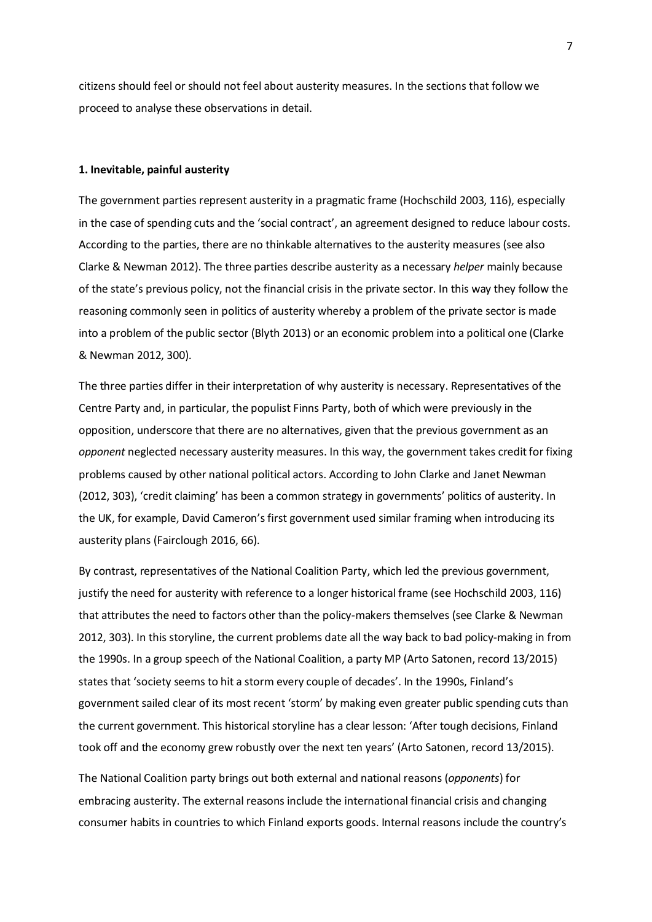citizens should feel or should not feel about austerity measures. In the sections that follow we proceed to analyse these observations in detail.

### 1. Inevitable, painful austerity

The government parties represent austerity in a pragmatic frame (Hochschild 2003, 116), especially in the case of spending cuts and the 'social contract', an agreement designed to reduce labour costs. According to the parties, there are no thinkable alternatives to the austerity measures (see also Clarke & Newman 2012). The three parties describe austerity as a necessary *helper* mainly because of the state's previous policy, not the financial crisis in the private sector. In this way they follow the reasoning commonly seen in politics of austerity whereby a problem of the private sector is made into a problem of the public sector (Blyth 2013) or an economic problem into a political one (Clarke & Newman 2012, 300).

The three parties differ in their interpretation of why austerity is necessary. Representatives of the Centre Party and, in particular, the populist Finns Party, both of which were previously in the opposition, underscore that there are no alternatives, given that the previous government as an *opponent* neglected necessary austerity measures. In this way, the government takes credit for fixing problems caused by other national political actors. According to John Clarke and Janet Newman (2012, 303), 'credit claiming' has been a common strategy in governments' politics of austerity. In the UK, for example, David Cameron's first government used similar framing when introducing its austerity plans (Fairclough 2016, 66).

By contrast, representatives of the National Coalition Party, which led the previous government, justify the need for austerity with reference to a longer historical frame (see Hochschild 2003, 116) that attributes the need to factors other than the policy-makers themselves (see Clarke & Newman 2012, 303). In this storyline, the current problems date all the way back to bad policy-making in from the 1990s. In a group speech of the National Coalition, a party MP (Arto Satonen, record 13/2015) states that 'society seems to hit a storm every couple of decades'. In the 1990s, Finland's government sailed clear of its most recent 'storm' by making even greater public spending cuts than the current government. This historical storyline has a clear lesson: 'After tough decisions, Finland took off and the economy grew robustly over the next ten years' (Arto Satonen, record 13/2015).

The National Coalition party brings out both external and national reasons (*opponents*) for embracing austerity. The external reasons include the international financial crisis and changing consumer habits in countries to which Finland exports goods. Internal reasons include the country's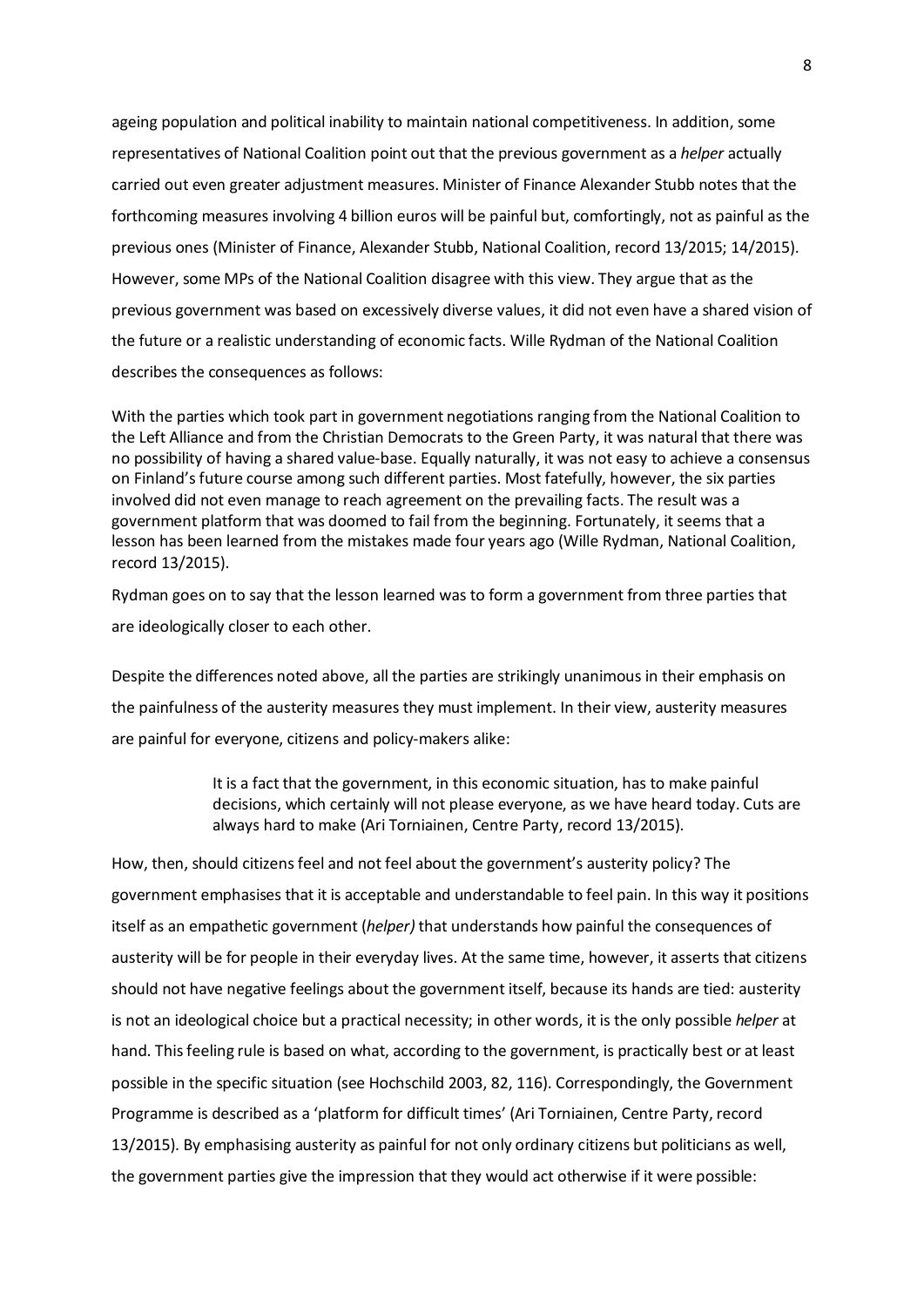ageing population and political inability to maintain national competitiveness. In addition, some representatives of National Coalition point out that the previous government as a *helper* actually carried out even greater adjustment measures. Minister of Finance Alexander Stubb notes that the forthcoming measures involving 4 billion euros will be painful but, comfortingly, not as painful as the previous ones (Minister of Finance, Alexander Stubb, National Coalition, record 13/2015; 14/2015). However, some MPs of the National Coalition disagree with this view. They argue that as the previous government was based on excessively diverse values, it did not even have a shared vision of the future or a realistic understanding of economic facts. Wille Rydman of the National Coalition describes the consequences as follows:

With the parties which took part in government negotiations ranging from the National Coalition to the Left Alliance and from the Christian Democrats to the Green Party, it was natural that there was no possibility of having a shared value-base. Equally naturally, it was not easy to achieve a consensus on Finland's future course among such different parties. Most fatefully, however, the six parties involved did not even manage to reach agreement on the prevailing facts. The result was a government platform that was doomed to fail from the beginning. Fortunately, it seems that a lesson has been learned from the mistakes made four years ago (Wille Rydman, National Coalition, record 13/2015).

Rydman goes on to say that the lesson learned was to form a government from three parties that are ideologically closer to each other.

Despite the differences noted above, all the parties are strikingly unanimous in their emphasis on the painfulness of the austerity measures they must implement. In their view, austerity measures are painful for everyone, citizens and policy-makers alike:

> It is a fact that the government, in this economic situation, has to make painful decisions, which certainly will not please everyone, as we have heard today. Cuts are always hard to make (Ari Torniainen, Centre Party, record 13/2015).

How, then, should citizens feel and not feel about the government's austerity policy? The government emphasises that it is acceptable and understandable to feel pain. In this way it positions itself as an empathetic government (*helper)* that understands how painful the consequences of austerity will be for people in their everyday lives. At the same time, however, it asserts that citizens should not have negative feelings about the government itself, because its hands are tied: austerity is not an ideological choice but a practical necessity; in other words, it is the only possible *helper* at hand. This feeling rule is based on what, according to the government, is practically best or at least possible in the specific situation (see Hochschild 2003, 82, 116). Correspondingly, the Government Programme is described as a 'platform for difficult times' (Ari Torniainen, Centre Party, record 13/2015). By emphasising austerity as painful for not only ordinary citizens but politicians as well, the government parties give the impression that they would act otherwise if it were possible: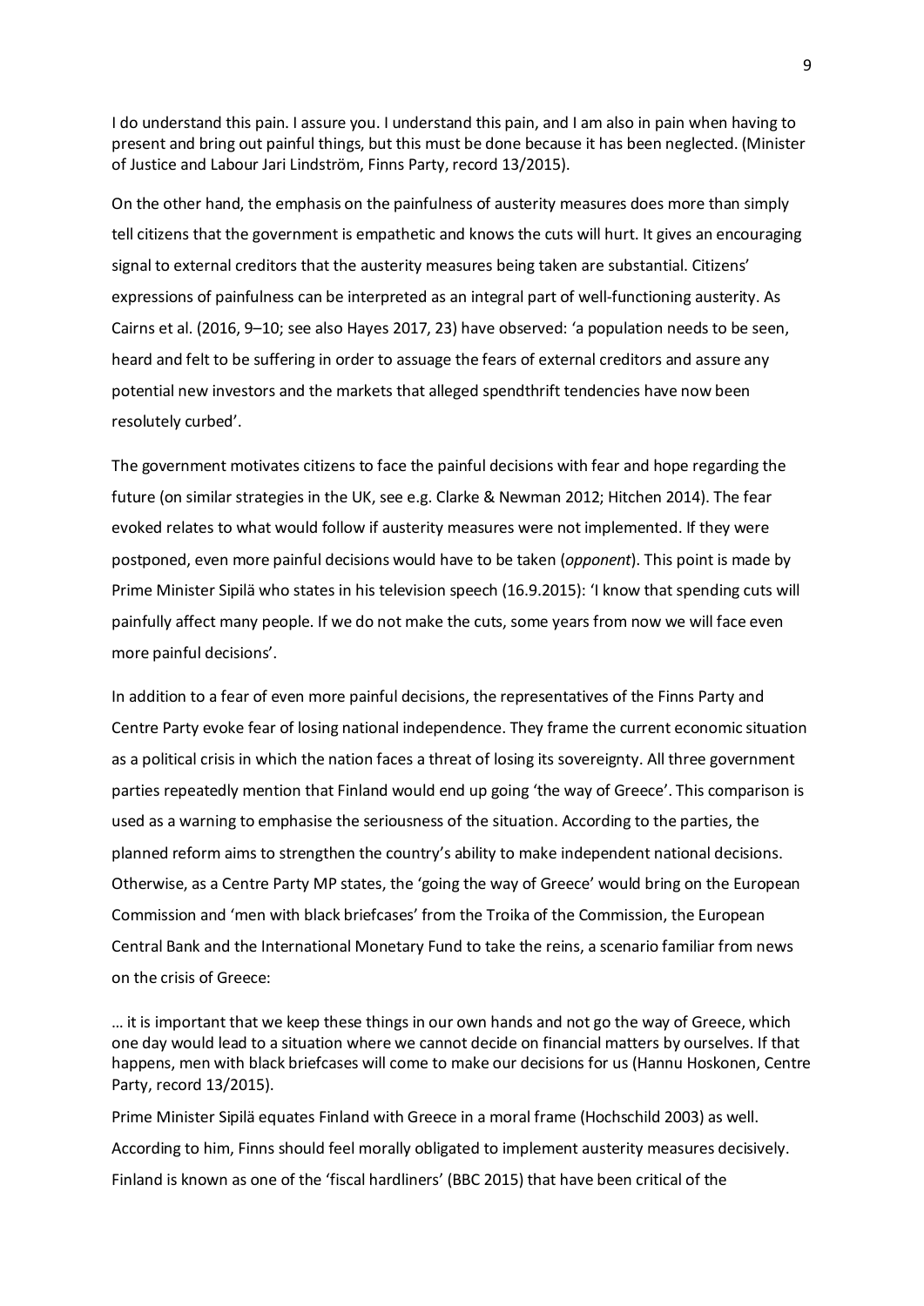I do understand this pain. I assure you. I understand this pain, and I am also in pain when having to present and bring out painful things, but this must be done because it has been neglected. (Minister of Justice and Labour Jari Lindström, Finns Party, record 13/2015).

On the other hand, the emphasis on the painfulness of austerity measures does more than simply tell citizens that the government is empathetic and knows the cuts will hurt. It gives an encouraging signal to external creditors that the austerity measures being taken are substantial. Citizens' expressions of painfulness can be interpreted as an integral part of well-functioning austerity. As Cairns et al. (2016, 9–10; see also Hayes 2017, 23) have observed: 'a population needs to be seen, heard and felt to be suffering in order to assuage the fears of external creditors and assure any potential new investors and the markets that alleged spendthrift tendencies have now been resolutely curbed'.

The government motivates citizens to face the painful decisions with fear and hope regarding the future (on similar strategies in the UK, see e.g. Clarke & Newman 2012; Hitchen 2014). The fear evoked relates to what would follow if austerity measures were not implemented. If they were postponed, even more painful decisions would have to be taken (*opponent*). This point is made by Prime Minister Sipilä who states in his television speech (16.9.2015): 'I know that spending cuts will painfully affect many people. If we do not make the cuts, some years from now we will face even more painful decisions'.

In addition to a fear of even more painful decisions, the representatives of the Finns Party and Centre Party evoke fear of losing national independence. They frame the current economic situation as a political crisis in which the nation faces a threat of losing its sovereignty. All three government parties repeatedly mention that Finland would end up going 'the way of Greece'. This comparison is used as a warning to emphasise the seriousness of the situation. According to the parties, the planned reform aims to strengthen the country's ability to make independent national decisions. Otherwise, as a Centre Party MP states, the 'going the way of Greece' would bring on the European Commission and 'men with black briefcases' from the Troika of the Commission, the European Central Bank and the International Monetary Fund to take the reins, a scenario familiar from news on the crisis of Greece:

… it is important that we keep these things in our own hands and not go the way of Greece, which one day would lead to a situation where we cannot decide on financial matters by ourselves. If that happens, men with black briefcases will come to make our decisions for us (Hannu Hoskonen, Centre Party, record 13/2015).

Prime Minister Sipilä equates Finland with Greece in a moral frame (Hochschild 2003) as well. According to him, Finns should feel morally obligated to implement austerity measures decisively. Finland is known as one of the 'fiscal hardliners' (BBC 2015) that have been critical of the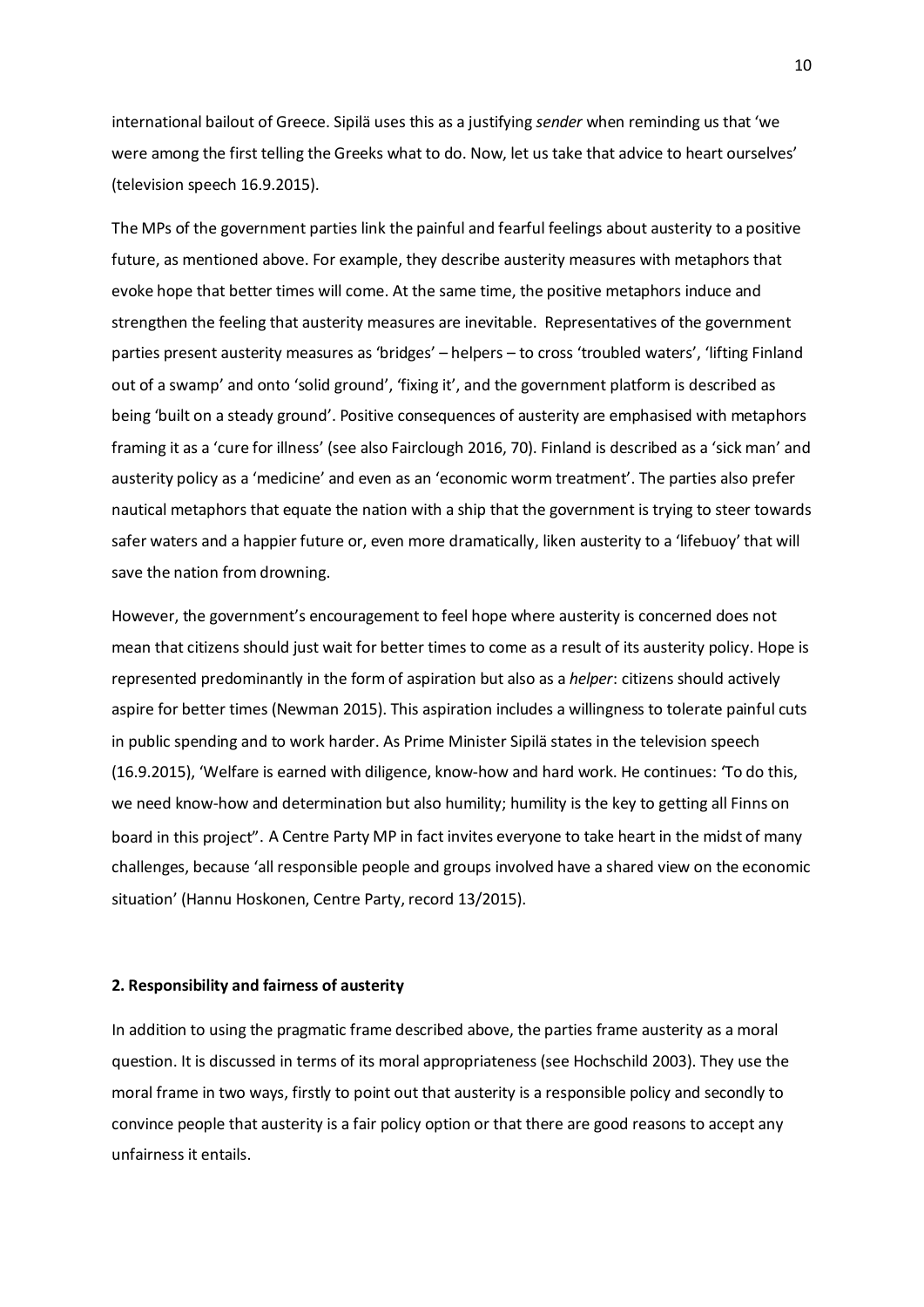international bailout of Greece. Sipilä uses this as a justifying *sender* when reminding us that 'we were among the first telling the Greeks what to do. Now, let us take that advice to heart ourselves' (television speech 16.9.2015).

The MPs of the government parties link the painful and fearful feelings about austerity to a positive future, as mentioned above. For example, they describe austerity measures with metaphors that evoke hope that better times will come. At the same time, the positive metaphors induce and strengthen the feeling that austerity measures are inevitable. Representatives of the government parties present austerity measures as 'bridges' – helpers – to cross 'troubled waters', 'lifting Finland out of a swamp' and onto 'solid ground', 'fixing it', and the government platform is described as being 'built on a steady ground'. Positive consequences of austerity are emphasised with metaphors framing it as a 'cure for illness' (see also Fairclough 2016, 70). Finland is described as a 'sick man' and austerity policy as a 'medicine' and even as an 'economic worm treatment'. The parties also prefer nautical metaphors that equate the nation with a ship that the government is trying to steer towards safer waters and a happier future or, even more dramatically, liken austerity to a 'lifebuoy' that will save the nation from drowning.

However, the government's encouragement to feel hope where austerity is concerned does not mean that citizens should just wait for better times to come as a result of its austerity policy. Hope is represented predominantly in the form of aspiration but also as a *helper*: citizens should actively aspire for better times (Newman 2015). This aspiration includes a willingness to tolerate painful cuts in public spending and to work harder. As Prime Minister Sipilä states in the television speech (16.9.2015), 'Welfare is earned with diligence, know-how and hard work. He continues: 'To do this, we need know-how and determination but also humility; humility is the key to getting all Finns on board in this project". A Centre Party MP in fact invites everyone to take heart in the midst of many challenges, because 'all responsible people and groups involved have a shared view on the economic situation' (Hannu Hoskonen, Centre Party, record 13/2015).

**2. Responsibility and fairness of austerity**

In addition to using the pragmatic frame described above, the parties frame austerity as a moral question. It is discussed in terms of its moral appropriateness (see Hochschild 2003). They use the moral frame in two ways, firstly to point out that austerity is a responsible policy and secondly to convince people that austerity is a fair policy option or that there are good reasons to accept any unfairness it entails.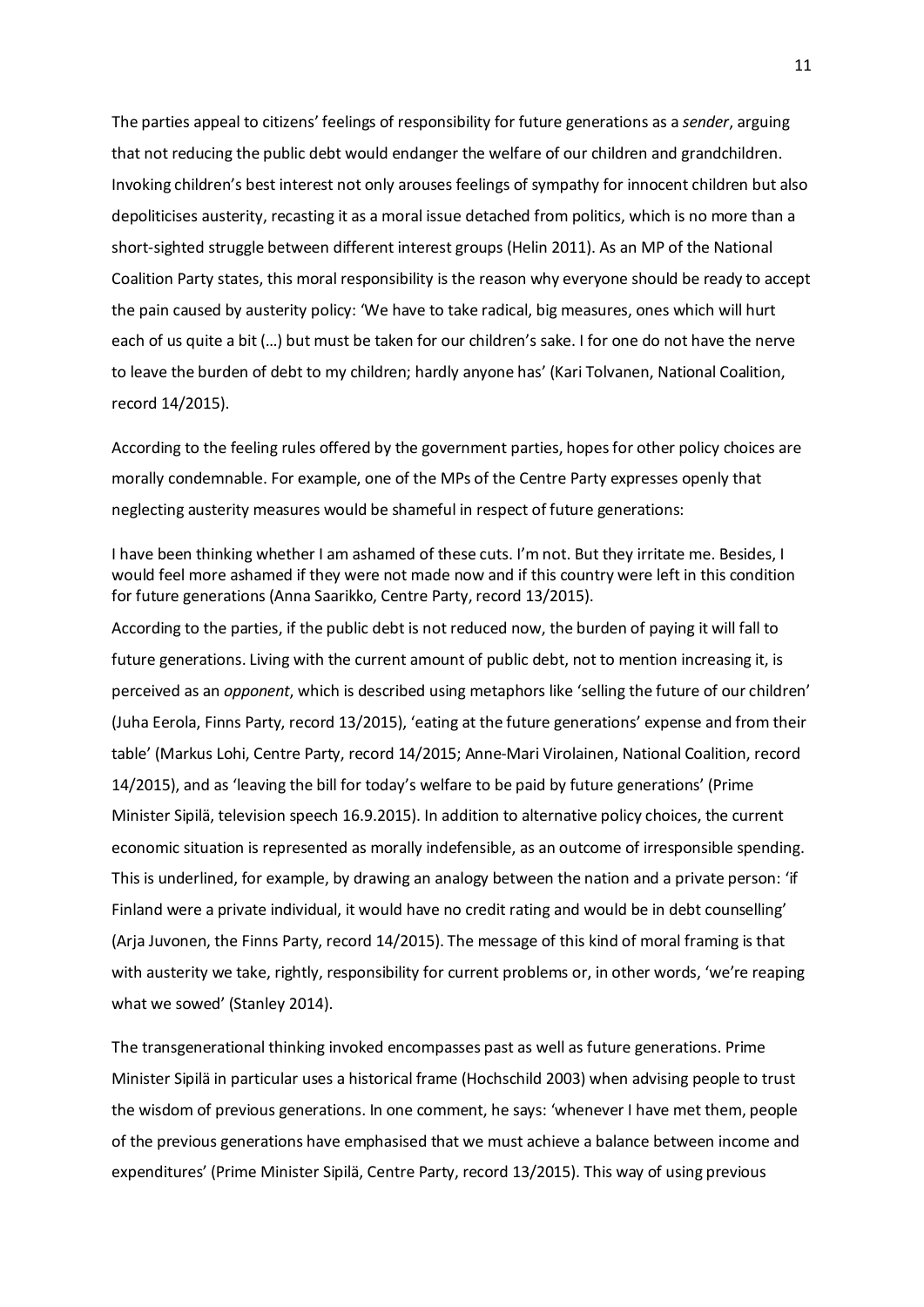The parties appeal to citizens' feelings of responsibility for future generations as a *sender*, arguing that not reducing the public debt would endanger the welfare of our children and grandchildren. Invoking children's best interest not only arouses feelings of sympathy for innocent children but also depoliticises austerity, recasting it as a moral issue detached from politics, which is no more than a short-sighted struggle between different interest groups (Helin 2011). As an MP of the National Coalition Party states, this moral responsibility is the reason why everyone should be ready to accept the pain caused by austerity policy: 'We have to take radical, big measures, ones which will hurt each of us quite a bit (…) but must be taken for our children's sake. I for one do not have the nerve to leave the burden of debt to my children; hardly anyone has' (Kari Tolvanen, National Coalition, record 14/2015).

According to the feeling rules offered by the government parties, hopes for other policy choices are morally condemnable. For example, one of the MPs of the Centre Party expresses openly that neglecting austerity measures would be shameful in respect of future generations:

I have been thinking whether I am ashamed of these cuts. I'm not. But they irritate me. Besides, I would feel more ashamed if they were not made now and if this country were left in this condition for future generations (Anna Saarikko, Centre Party, record 13/2015).

According to the parties, if the public debt is not reduced now, the burden of paying it will fall to future generations. Living with the current amount of public debt, not to mention increasing it, is perceived as an *opponent*, which is described using metaphors like 'selling the future of our children' (Juha Eerola, Finns Party, record 13/2015), 'eating at the future generations' expense and from their table' (Markus Lohi, Centre Party, record 14/2015; Anne-Mari Virolainen, National Coalition, record 14/2015), and as 'leaving the bill for today's welfare to be paid by future generations' (Prime Minister Sipilä, television speech 16.9.2015). In addition to alternative policy choices, the current economic situation is represented as morally indefensible, as an outcome of irresponsible spending. This is underlined, for example, by drawing an analogy between the nation and a private person: 'if Finland were a private individual, it would have no credit rating and would be in debt counselling' (Arja Juvonen, the Finns Party, record 14/2015). The message of this kind of moral framing is that with austerity we take, rightly, responsibility for current problems or, in other words, 'we're reaping what we sowed' (Stanley 2014).

The transgenerational thinking invoked encompasses past as well as future generations. Prime Minister Sipilä in particular uses a historical frame (Hochschild 2003) when advising people to trust the wisdom of previous generations. In one comment, he says: 'whenever I have met them, people of the previous generations have emphasised that we must achieve a balance between income and expenditures' (Prime Minister Sipilä, Centre Party, record 13/2015). This way of using previous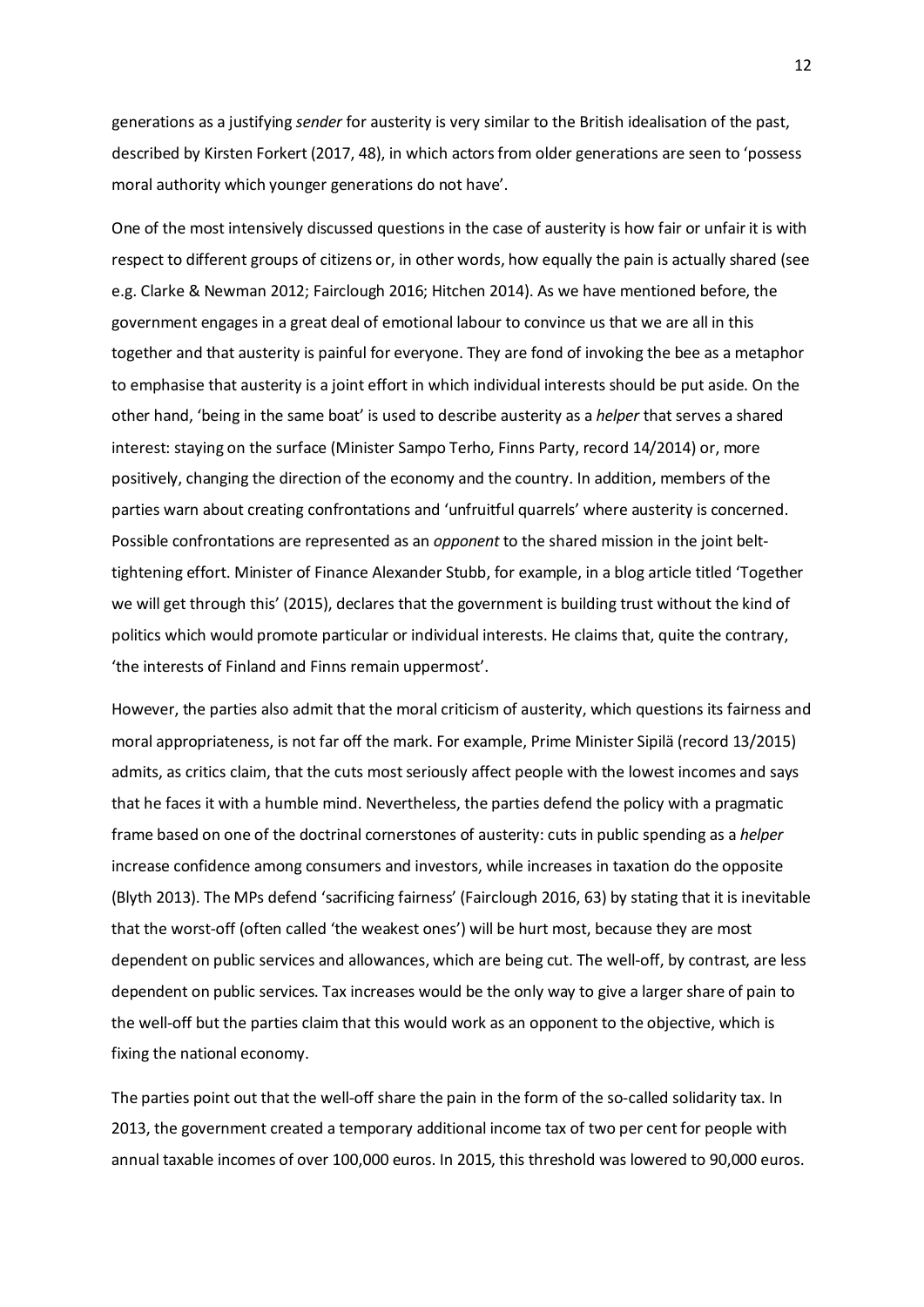generations as a justifying *sender* for austerity is very similar to the British idealisation of the past, described by Kirsten Forkert (2017, 48), in which actors from older generations are seen to 'possess moral authority which younger generations do not have'.

One of the most intensively discussed questions in the case of austerity is how fair or unfair it is with respect to different groups of citizens or, in other words, how equally the pain is actually shared (see e.g. Clarke & Newman 2012; Fairclough 2016; Hitchen 2014). As we have mentioned before, the government engages in a great deal of emotional labour to convince us that we are all in this together and that austerity is painful for everyone. They are fond of invoking the bee as a metaphor to emphasise that austerity is a joint effort in which individual interests should be put aside. On the other hand, 'being in the same boat' is used to describe austerity as a *helper* that serves a shared interest: staying on the surface (Minister Sampo Terho, Finns Party, record 14/2014) or, more positively, changing the direction of the economy and the country. In addition, members of the parties warn about creating confrontations and 'unfruitful quarrels' where austerity is concerned. Possible confrontations are represented as an *opponent* to the shared mission in the joint belt-tightening effort. Minister of Finance Alexander Stubb, for example, in a blog article titled 'Together we will get through this' (2015), declares that the government is building trust without the kind of politics which would promote particular or individual interests. He claims that, quite the contrary, 'the interests of Finland and Finns remain uppermost'.

However, the parties also admit that the moral criticism of austerity, which questions its fairness and moral appropriateness, is not far off the mark. For example, Prime Minister Sipilä (record 13/2015) admits, as critics claim, that the cuts most seriously affect people with the lowest incomes and says that he faces it with a humble mind. Nevertheless, the parties defend the policy with a pragmatic frame based on one of the doctrinal cornerstones of austerity: cuts in public spending as a *helper* increase confidence among consumers and investors, while increases in taxation do the opposite (Blyth 2013). The MPs defend 'sacrificing fairness' (Fairclough 2016, 63) by stating that it is inevitable that the worst-off (often called 'the weakest ones') will be hurt most, because they are most dependent on public services and allowances, which are being cut. The well-off, by contrast, are less dependent on public services. Tax increases would be the only way to give a larger share of pain to the well-off but the parties claim that this would work as an opponent to the objective, which is fixing the national economy.

The parties point out that the well-off share the pain in the form of the so-called solidarity tax. In 2013, the government created a temporary additional income tax of two per cent for people with annual taxable incomes of over 100,000 euros. In 2015, this threshold was lowered to 90,000 euros.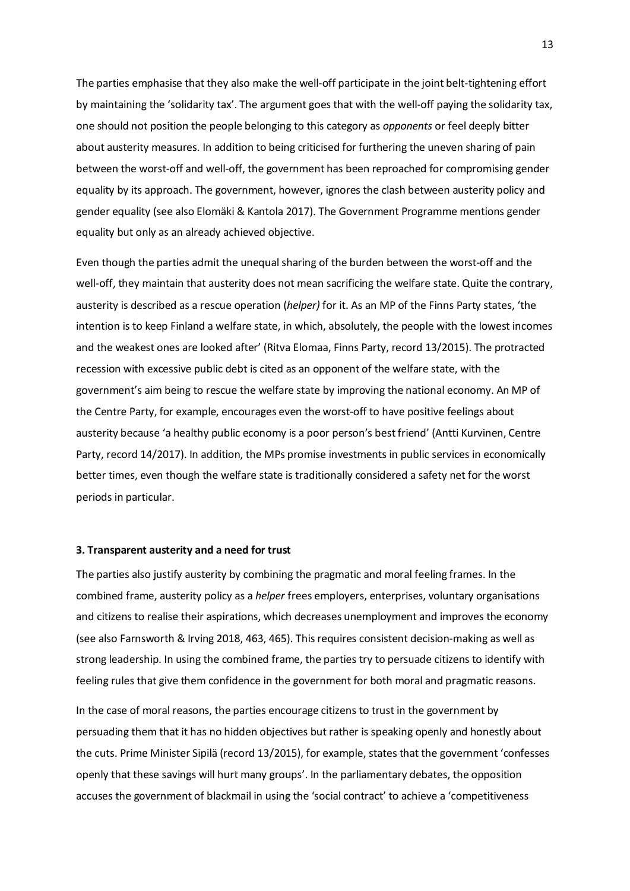The parties emphasise that they also make the well-off participate in the joint belt-tightening effort by maintaining the 'solidarity tax'. The argument goes that with the well-off paying the solidarity tax, one should not position the people belonging to this category as *opponents* or feel deeply bitter about austerity measures. In addition to being criticised for furthering the uneven sharing of pain between the worst-off and well-off, the government has been reproached for compromising gender equality by its approach. The government, however, ignores the clash between austerity policy and gender equality (see also Elomäki & Kantola 2017). The Government Programme mentions gender equality but only as an already achieved objective.

Even though the parties admit the unequal sharing of the burden between the worst-off and the well-off, they maintain that austerity does not mean sacrificing the welfare state. Quite the contrary, austerity is described as a rescue operation (*helper)* for it. As an MP of the Finns Party states, 'the intention is to keep Finland a welfare state, in which, absolutely, the people with the lowest incomes and the weakest ones are looked after' (Ritva Elomaa, Finns Party, record 13/2015). The protracted recession with excessive public debt is cited as an opponent of the welfare state, with the government's aim being to rescue the welfare state by improving the national economy. An MP of the Centre Party, for example, encourages even the worst-off to have positive feelings about austerity because 'a healthy public economy is a poor person's best friend' (Antti Kurvinen, Centre Party, record 14/2017). In addition, the MPs promise investments in public services in economically better times, even though the welfare state is traditionally considered a safety net for the worst periods in particular.

### 3. Transparent austerity and a need for trust

The parties also justify austerity by combining the pragmatic and moral feeling frames. In the combined frame, austerity policy as a *helper* frees employers, enterprises, voluntary organisations and citizens to realise their aspirations, which decreases unemployment and improves the economy (see also Farnsworth & Irving 2018, 463, 465). This requires consistent decision-making as well as strong leadership. In using the combined frame, the parties try to persuade citizens to identify with feeling rules that give them confidence in the government for both moral and pragmatic reasons.

In the case of moral reasons, the parties encourage citizens to trust in the government by persuading them that it has no hidden objectives but rather is speaking openly and honestly about the cuts. Prime Minister Sipilä (record 13/2015), for example, states that the government 'confesses openly that these savings will hurt many groups'. In the parliamentary debates, the opposition accuses the government of blackmail in using the 'social contract' to achieve a 'competitiveness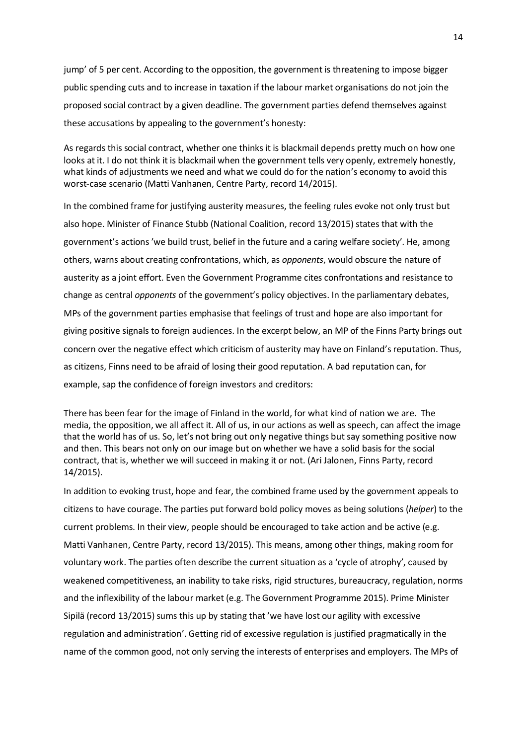jump' of 5 per cent. According to the opposition, the government is threatening to impose bigger public spending cuts and to increase in taxation if the labour market organisations do not join the proposed social contract by a given deadline. The government parties defend themselves against these accusations by appealing to the government's honesty:

As regards this social contract, whether one thinks it is blackmail depends pretty much on how one looks at it. I do not think it is blackmail when the government tells very openly, extremely honestly, what kinds of adjustments we need and what we could do for the nation's economy to avoid this worst-case scenario (Matti Vanhanen, Centre Party, record 14/2015).

In the combined frame for justifying austerity measures, the feeling rules evoke not only trust but also hope. Minister of Finance Stubb (National Coalition, record 13/2015) states that with the government's actions 'we build trust, belief in the future and a caring welfare society'. He, among others, warns about creating confrontations, which, as *opponents*, would obscure the nature of austerity as a joint effort. Even the Government Programme cites confrontations and resistance to change as central *opponents* of the government's policy objectives. In the parliamentary debates, MPs of the government parties emphasise that feelings of trust and hope are also important for giving positive signals to foreign audiences. In the excerpt below, an MP of the Finns Party brings out concern over the negative effect which criticism of austerity may have on Finland's reputation. Thus, as citizens, Finns need to be afraid of losing their good reputation. A bad reputation can, for example, sap the confidence of foreign investors and creditors:

There has been fear for the image of Finland in the world, for what kind of nation we are. The media, the opposition, we all affect it. All of us, in our actions as well as speech, can affect the image that the world has of us. So, let's not bring out only negative things but say something positive now and then. This bears not only on our image but on whether we have a solid basis for the social contract, that is, whether we will succeed in making it or not. (Ari Jalonen, Finns Party, record 14/2015).

In addition to evoking trust, hope and fear, the combined frame used by the government appeals to citizens to have courage. The parties put forward bold policy moves as being solutions (*helper*) to the current problems. In their view, people should be encouraged to take action and be active (e.g. Matti Vanhanen, Centre Party, record 13/2015). This means, among other things, making room for voluntary work. The parties often describe the current situation as a 'cycle of atrophy', caused by weakened competitiveness, an inability to take risks, rigid structures, bureaucracy, regulation, norms and the inflexibility of the labour market (e.g. The Government Programme 2015). Prime Minister Sipilä (record 13/2015) sums this up by stating that 'we have lost our agility with excessive regulation and administration'. Getting rid of excessive regulation is justified pragmatically in the name of the common good, not only serving the interests of enterprises and employers. The MPs of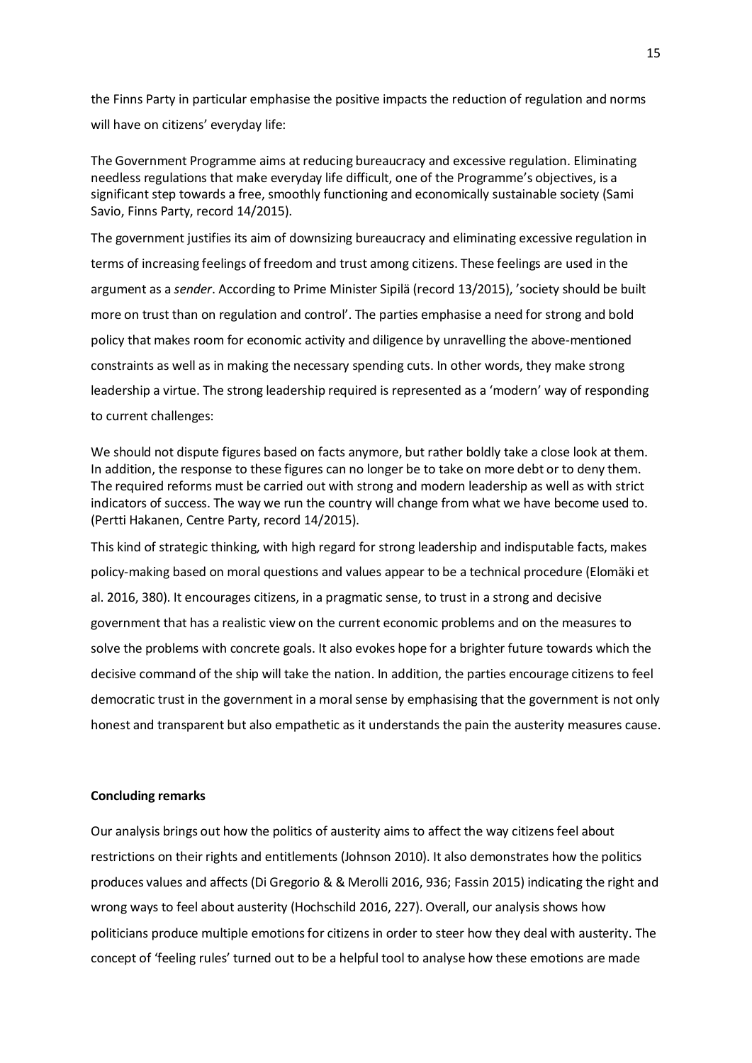the Finns Party in particular emphasise the positive impacts the reduction of regulation and norms will have on citizens' everyday life:

> The Government Programme aims at reducing bureaucracy and excessive regulation. Eliminating needless regulations that make everyday life difficult, one of the Programme's objectives, is a significant step towards a free, smoothly functioning and economically sustainable society (Sami Savio, Finns Party, record 14/2015).

The government justifies its aim of downsizing bureaucracy and eliminating excessive regulation in terms of increasing feelings of freedom and trust among citizens. These feelings are used in the argument as a *sender*. According to Prime Minister Sipilä (record 13/2015), 'society should be built more on trust than on regulation and control'. The parties emphasise a need for strong and bold policy that makes room for economic activity and diligence by unravelling the above-mentioned constraints as well as in making the necessary spending cuts. In other words, they make strong leadership a virtue. The strong leadership required is represented as a 'modern' way of responding to current challenges:

> We should not dispute figures based on facts anymore, but rather boldly take a close look at them. In addition, the response to these figures can no longer be to take on more debt or to deny them. The required reforms must be carried out with strong and modern leadership as well as with strict indicators of success. The way we run the country will change from what we have become used to. (Pertti Hakanen, Centre Party, record 14/2015).

This kind of strategic thinking, with high regard for strong leadership and indisputable facts, makes policy-making based on moral questions and values appear to be a technical procedure (Elomäki et al. 2016, 380). It encourages citizens, in a pragmatic sense, to trust in a strong and decisive government that has a realistic view on the current economic problems and on the measures to solve the problems with concrete goals. It also evokes hope for a brighter future towards which the decisive command of the ship will take the nation. In addition, the parties encourage citizens to feel democratic trust in the government in a moral sense by emphasising that the government is not only honest and transparent but also empathetic as it understands the pain the austerity measures cause.

## Concluding remarks

Our analysis brings out how the politics of austerity aims to affect the way citizens feel about restrictions on their rights and entitlements (Johnson 2010). It also demonstrates how the politics produces values and affects (Di Gregorio & & Merolli 2016, 936; Fassin 2015) indicating the right and wrong ways to feel about austerity (Hochschild 2016, 227). Overall, our analysis shows how politicians produce multiple emotions for citizens in order to steer how they deal with austerity. The concept of 'feeling rules' turned out to be a helpful tool to analyse how these emotions are made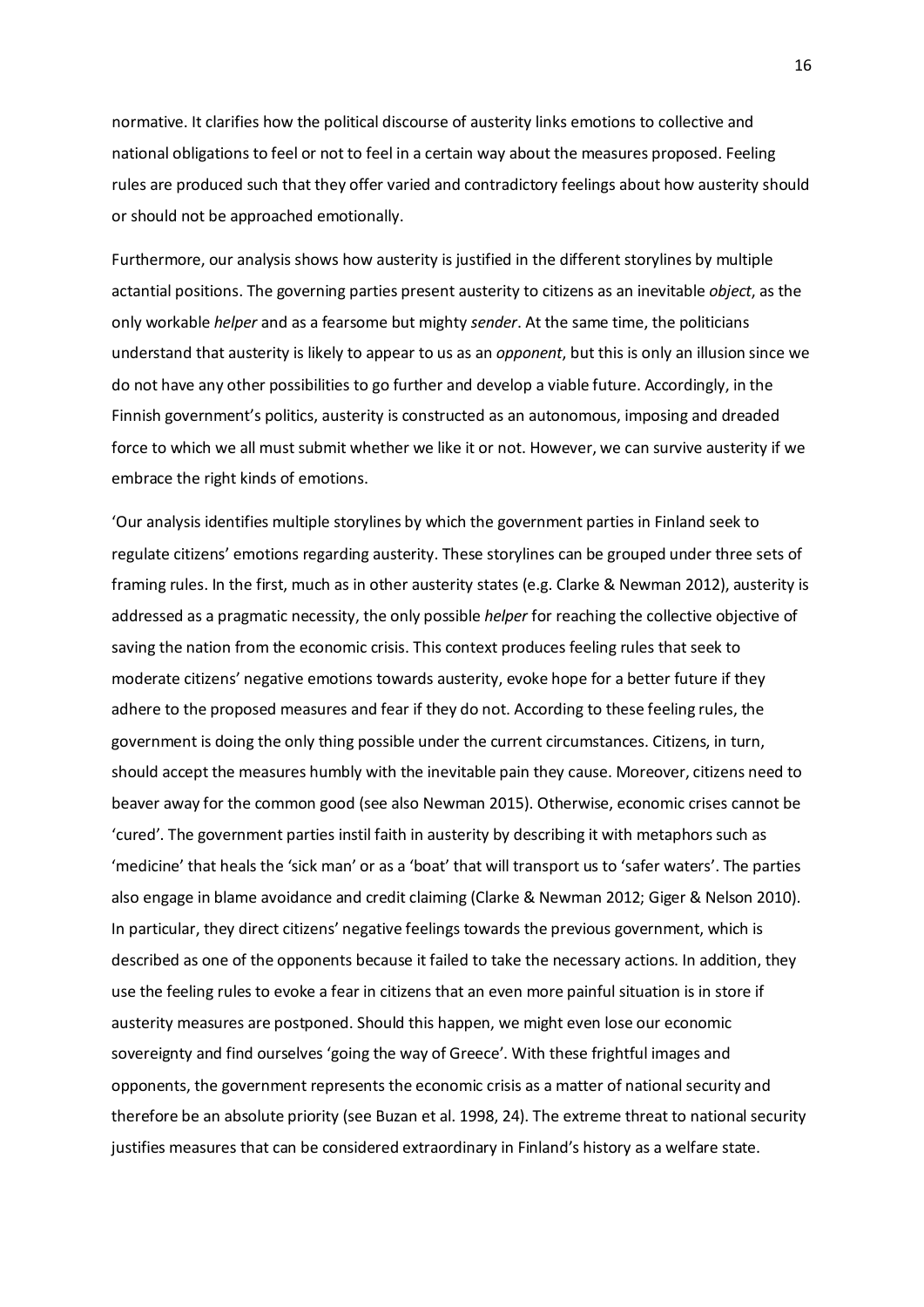normative. It clarifies how the political discourse of austerity links emotions to collective and national obligations to feel or not to feel in a certain way about the measures proposed. Feeling rules are produced such that they offer varied and contradictory feelings about how austerity should or should not be approached emotionally.

Furthermore, our analysis shows how austerity is justified in the different storylines by multiple actantial positions. The governing parties present austerity to citizens as an inevitable *object*, as the only workable *helper* and as a fearsome but mighty *sender*. At the same time, the politicians understand that austerity is likely to appear to us as an *opponent*, but this is only an illusion since we do not have any other possibilities to go further and develop a viable future. Accordingly, in the Finnish government's politics, austerity is constructed as an autonomous, imposing and dreaded force to which we all must submit whether we like it or not. However, we can survive austerity if we embrace the right kinds of emotions.

'Our analysis identifies multiple storylines by which the government parties in Finland seek to regulate citizens' emotions regarding austerity. These storylines can be grouped under three sets of framing rules. In the first, much as in other austerity states (e.g. Clarke & Newman 2012), austerity is addressed as a pragmatic necessity, the only possible *helper* for reaching the collective objective of saving the nation from the economic crisis. This context produces feeling rules that seek to moderate citizens' negative emotions towards austerity, evoke hope for a better future if they adhere to the proposed measures and fear if they do not. According to these feeling rules, the government is doing the only thing possible under the current circumstances. Citizens, in turn, should accept the measures humbly with the inevitable pain they cause. Moreover, citizens need to beaver away for the common good (see also Newman 2015). Otherwise, economic crises cannot be 'cured'. The government parties instil faith in austerity by describing it with metaphors such as 'medicine' that heals the 'sick man' or as a 'boat' that will transport us to 'safer waters'. The parties also engage in blame avoidance and credit claiming (Clarke & Newman 2012; Giger & Nelson 2010). In particular, they direct citizens' negative feelings towards the previous government, which is described as one of the opponents because it failed to take the necessary actions. In addition, they use the feeling rules to evoke a fear in citizens that an even more painful situation is in store if austerity measures are postponed. Should this happen, we might even lose our economic sovereignty and find ourselves 'going the way of Greece'. With these frightful images and opponents, the government represents the economic crisis as a matter of national security and therefore be an absolute priority (see Buzan et al. 1998, 24). The extreme threat to national security justifies measures that can be considered extraordinary in Finland's history as a welfare state.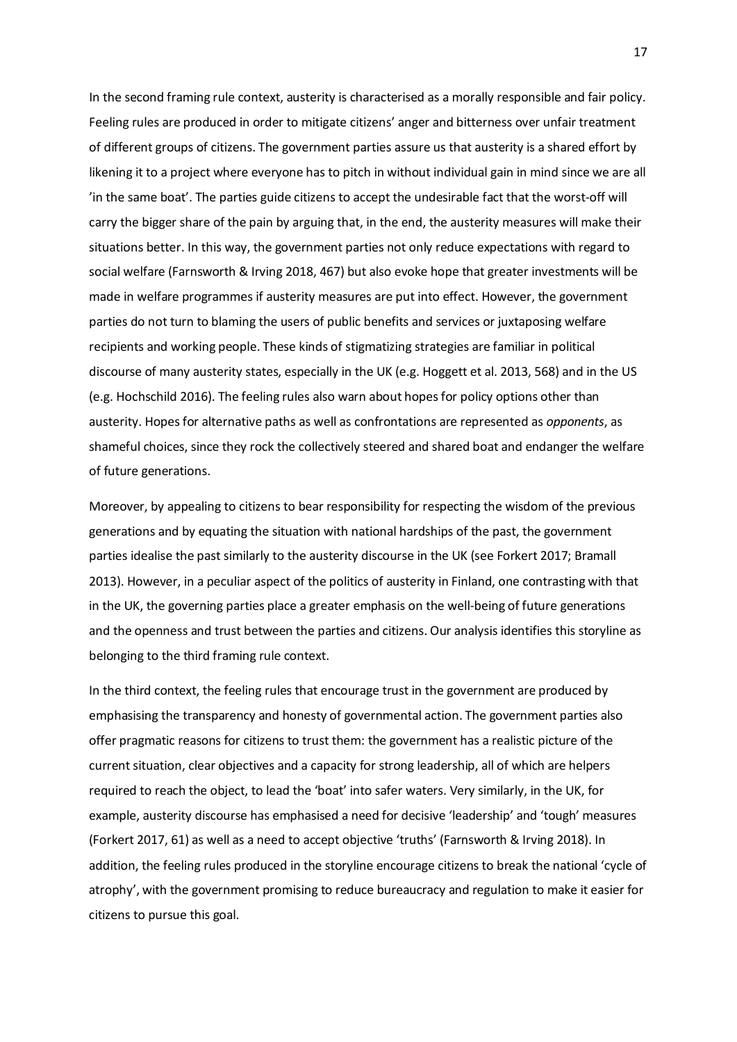In the second framing rule context, austerity is characterised as a morally responsible and fair policy. Feeling rules are produced in order to mitigate citizens' anger and bitterness over unfair treatment of different groups of citizens. The government parties assure us that austerity is a shared effort by likening it to a project where everyone has to pitch in without individual gain in mind since we are all 'in the same boat'. The parties guide citizens to accept the undesirable fact that the worst-off will carry the bigger share of the pain by arguing that, in the end, the austerity measures will make their situations better. In this way, the government parties not only reduce expectations with regard to social welfare (Farnsworth & Irving 2018, 467) but also evoke hope that greater investments will be made in welfare programmes if austerity measures are put into effect. However, the government parties do not turn to blaming the users of public benefits and services or juxtaposing welfare recipients and working people. These kinds of stigmatizing strategies are familiar in political discourse of many austerity states, especially in the UK (e.g. Hoggett et al. 2013, 568) and in the US (e.g. Hochschild 2016). The feeling rules also warn about hopes for policy options other than austerity. Hopes for alternative paths as well as confrontations are represented as *opponents*, as shameful choices, since they rock the collectively steered and shared boat and endanger the welfare of future generations.

Moreover, by appealing to citizens to bear responsibility for respecting the wisdom of the previous generations and by equating the situation with national hardships of the past, the government parties idealise the past similarly to the austerity discourse in the UK (see Forkert 2017; Bramall 2013). However, in a peculiar aspect of the politics of austerity in Finland, one contrasting with that in the UK, the governing parties place a greater emphasis on the well-being of future generations and the openness and trust between the parties and citizens. Our analysis identifies this storyline as belonging to the third framing rule context.

In the third context, the feeling rules that encourage trust in the government are produced by emphasising the transparency and honesty of governmental action. The government parties also offer pragmatic reasons for citizens to trust them: the government has a realistic picture of the current situation, clear objectives and a capacity for strong leadership, all of which are helpers required to reach the object, to lead the 'boat' into safer waters. Very similarly, in the UK, for example, austerity discourse has emphasised a need for decisive 'leadership' and 'tough' measures (Forkert 2017, 61) as well as a need to accept objective 'truths' (Farnsworth & Irving 2018). In addition, the feeling rules produced in the storyline encourage citizens to break the national 'cycle of atrophy', with the government promising to reduce bureaucracy and regulation to make it easier for citizens to pursue this goal.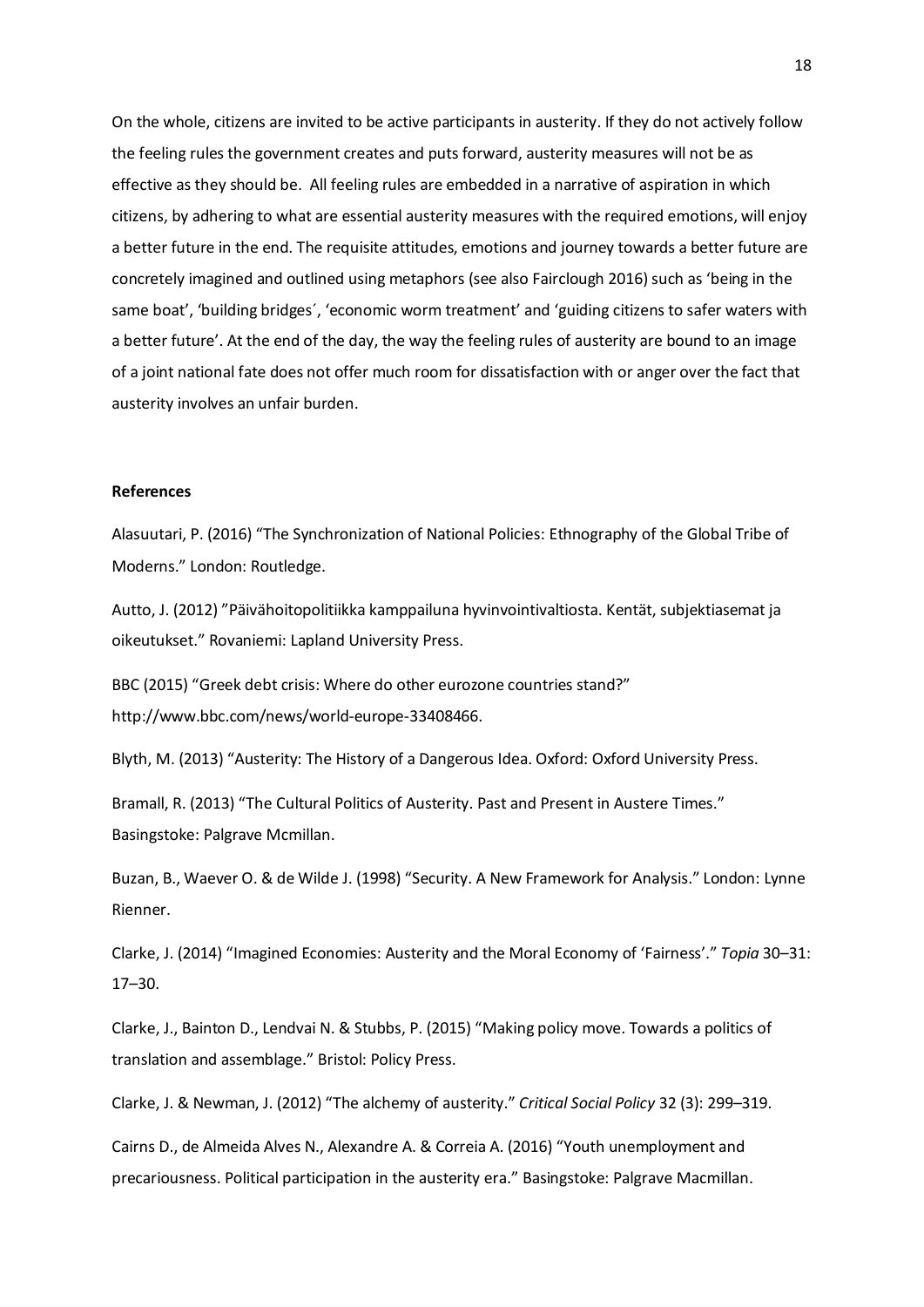On the whole, citizens are invited to be active participants in austerity. If they do not actively follow the feeling rules the government creates and puts forward, austerity measures will not be as effective as they should be. All feeling rules are embedded in a narrative of aspiration in which citizens, by adhering to what are essential austerity measures with the required emotions, will enjoy a better future in the end. The requisite attitudes, emotions and journey towards a better future are concretely imagined and outlined using metaphors (see also Fairclough 2016) such as 'being in the same boat', 'building bridges´, 'economic worm treatment' and 'guiding citizens to safer waters with a better future'. At the end of the day, the way the feeling rules of austerity are bound to an image of a joint national fate does not offer much room for dissatisfaction with or anger over the fact that austerity involves an unfair burden.

**References**

Alasuutari, P. (2016) "The Synchronization of National Policies: Ethnography of the Global Tribe of Moderns." London: Routledge.

Autto, J. (2012) "Päivähoitopolitiikka kamppailuna hyvinvointivaltiosta. Kentät, subjektiasemat ja oikeutukset." Rovaniemi: Lapland University Press.

BBC (2015) "Greek debt crisis: Where do other eurozone countries stand?" http://www.bbc.com/news/world-europe-33408466.

Blyth, M. (2013) "Austerity: The History of a Dangerous Idea. Oxford: Oxford University Press.

Bramall, R. (2013) "The Cultural Politics of Austerity. Past and Present in Austere Times." Basingstoke: Palgrave Mcmillan.

Buzan, B., Waever O. & de Wilde J. (1998) "Security. A New Framework for Analysis." London: Lynne Rienner.

Clarke, J. (2014) "Imagined Economies: Austerity and the Moral Economy of 'Fairness'." *Topia* 30–31: 17–30.

Clarke, J., Bainton D., Lendvai N. & Stubbs, P. (2015) "Making policy move. Towards a politics of translation and assemblage." Bristol: Policy Press.

Clarke, J. & Newman, J. (2012) "The alchemy of austerity." *Critical Social Policy* 32 (3): 299–319.

Cairns D., de Almeida Alves N., Alexandre A. & Correia A. (2016) "Youth unemployment and precariousness. Political participation in the austerity era." Basingstoke: Palgrave Macmillan.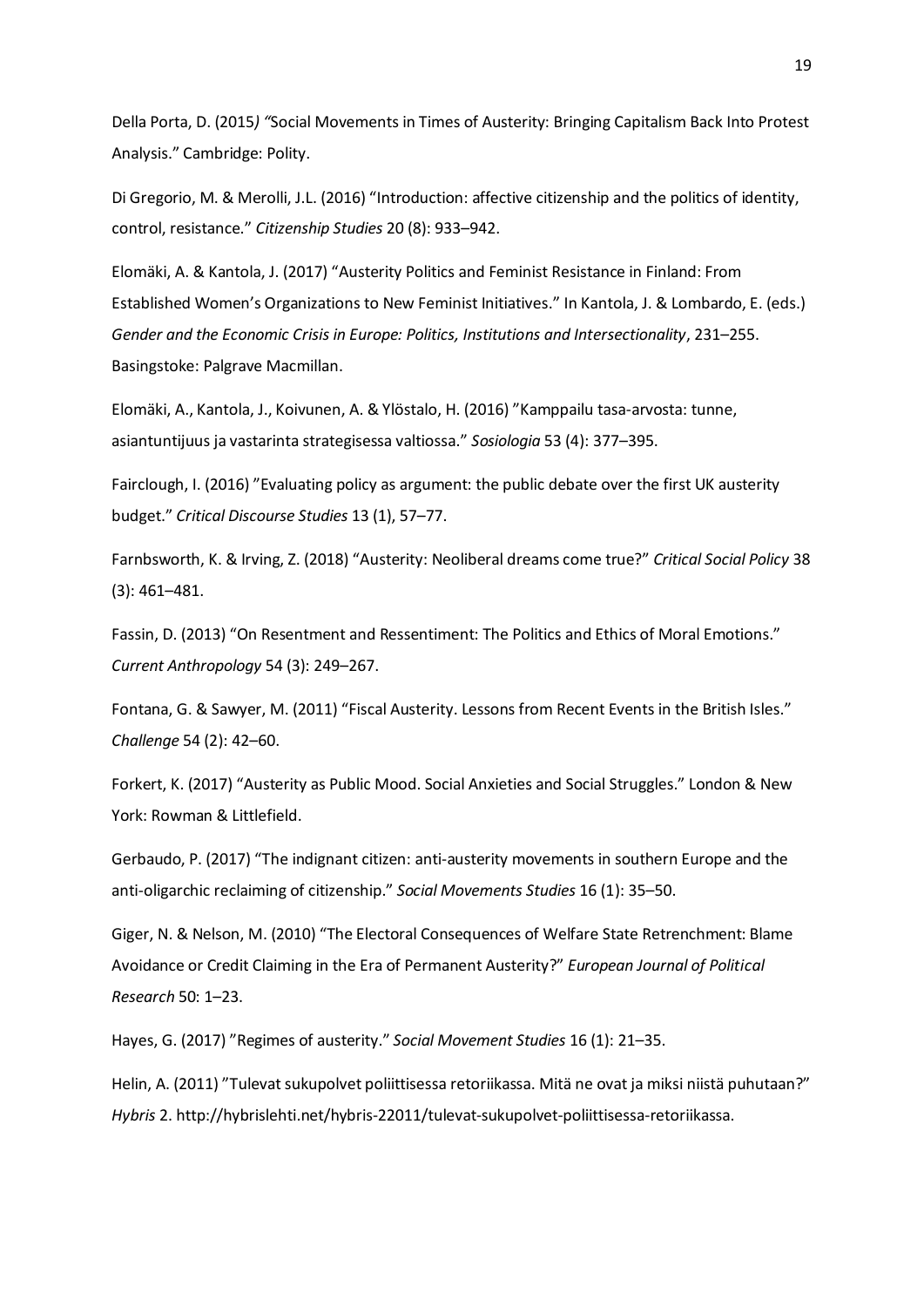Della Porta, D. (2015*)* *"*Social Movements in Times of Austerity: Bringing Capitalism Back Into Protest Analysis." Cambridge: Polity.

Di Gregorio, M. & Merolli, J.L. (2016) "Introduction: affective citizenship and the politics of identity, control, resistance." *Citizenship Studies* 20 (8): 933–942.

Elomäki, A. & Kantola, J. (2017) "Austerity Politics and Feminist Resistance in Finland: From Established Women's Organizations to New Feminist Initiatives." In Kantola, J. & Lombardo, E. (eds.) *Gender and the Economic Crisis in Europe: Politics, Institutions and Intersectionality*, 231–255. Basingstoke: Palgrave Macmillan.

Elomäki, A., Kantola, J., Koivunen, A. & Ylöstalo, H. (2016) "Kamppailu tasa-arvosta: tunne, asiantuntijuus ja vastarinta strategisessa valtiossa." *Sosiologia* 53 (4): 377–395.

Fairclough, I. (2016) "Evaluating policy as argument: the public debate over the first UK austerity budget." *Critical Discourse Studies* 13 (1), 57–77.

Farnbsworth, K. & Irving, Z. (2018) "Austerity: Neoliberal dreams come true?" *Critical Social Policy* 38 (3): 461–481.

Fassin, D. (2013) "On Resentment and Ressentiment: The Politics and Ethics of Moral Emotions." *Current Anthropology* 54 (3): 249–267.

Fontana, G. & Sawyer, M. (2011) "Fiscal Austerity. Lessons from Recent Events in the British Isles." *Challenge* 54 (2): 42–60.

Forkert, K. (2017) "Austerity as Public Mood. Social Anxieties and Social Struggles." London & New York: Rowman & Littlefield.

Gerbaudo, P. (2017) "The indignant citizen: anti-austerity movements in southern Europe and the anti-oligarchic reclaiming of citizenship." *Social Movements Studies* 16 (1): 35–50.

Giger, N. & Nelson, M. (2010) "The Electoral Consequences of Welfare State Retrenchment: Blame Avoidance or Credit Claiming in the Era of Permanent Austerity?" *European Journal of Political Research* 50: 1–23.

Hayes, G. (2017) "Regimes of austerity." *Social Movement Studies* 16 (1): 21–35.

Helin, A. (2011) "Tulevat sukupolvet poliittisessa retoriikassa. Mitä ne ovat ja miksi niistä puhutaan?" *Hybris* 2. http://hybrislehti.net/hybris-22011/tulevat-sukupolvet-poliittisessa-retoriikassa.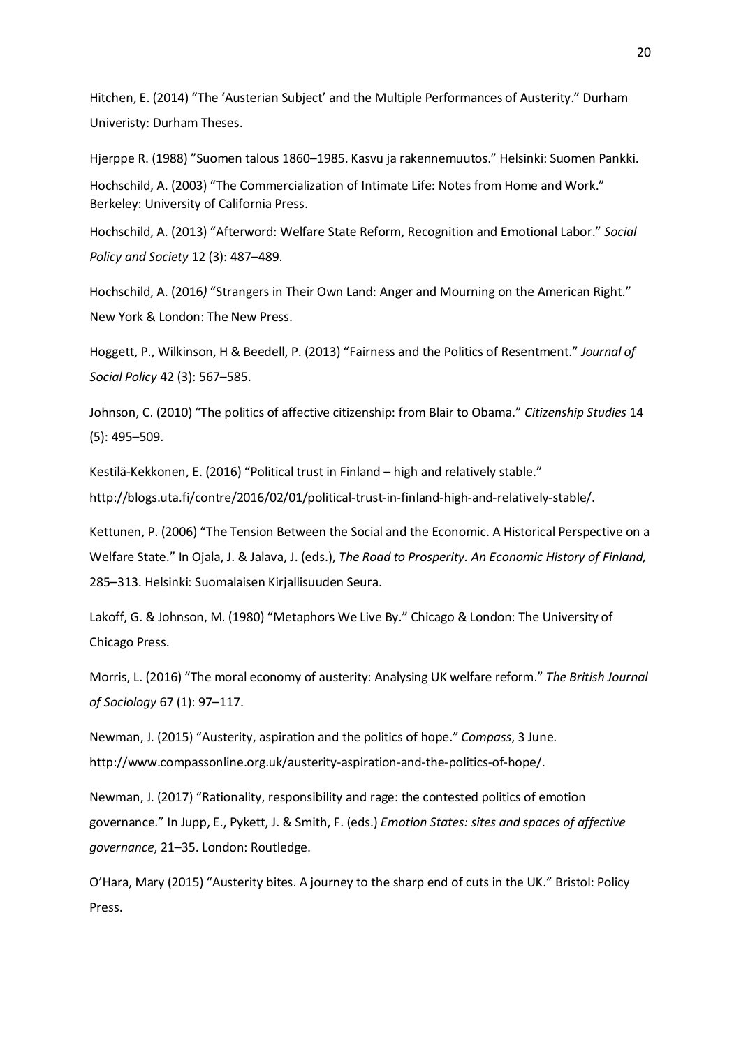Hitchen, E. (2014) "The 'Austerian Subject' and the Multiple Performances of Austerity." Durham Univeristy: Durham Theses.

Hjerppe R. (1988) "Suomen talous 1860–1985. Kasvu ja rakennemuutos." Helsinki: Suomen Pankki.

Hochschild, A. (2003) "The Commercialization of Intimate Life: Notes from Home and Work." Berkeley: University of California Press.

Hochschild, A. (2013) "Afterword: Welfare State Reform, Recognition and Emotional Labor." *Social Policy and Society* 12 (3): 487–489.

Hochschild, A. (2016*)* "Strangers in Their Own Land: Anger and Mourning on the American Right." New York & London: The New Press.

Hoggett, P., Wilkinson, H & Beedell, P. (2013) "Fairness and the Politics of Resentment." *Journal of Social Policy* 42 (3): 567–585.

Johnson, C. (2010) "The politics of affective citizenship: from Blair to Obama." *Citizenship Studies* 14 (5): 495–509.

Kestilä-Kekkonen, E. (2016) "Political trust in Finland – high and relatively stable." http://blogs.uta.fi/contre/2016/02/01/political-trust-in-finland-high-and-relatively-stable/.

Kettunen, P. (2006) "The Tension Between the Social and the Economic. A Historical Perspective on a Welfare State." In Ojala, J. & Jalava, J. (eds.), *The Road to Prosperity. An Economic History of Finland,* 285–313. Helsinki: Suomalaisen Kirjallisuuden Seura.

Lakoff, G. & Johnson, M. (1980) "Metaphors We Live By." Chicago & London: The University of Chicago Press.

Morris, L. (2016) "The moral economy of austerity: Analysing UK welfare reform." *The British Journal of Sociology* 67 (1): 97–117.

Newman, J. (2015) "Austerity, aspiration and the politics of hope." *Compass*, 3 June. http://www.compassonline.org.uk/austerity-aspiration-and-the-politics-of-hope/.

Newman, J. (2017) "Rationality, responsibility and rage: the contested politics of emotion governance." In Jupp, E., Pykett, J. & Smith, F. (eds.) *Emotion States: sites and spaces of affective governance*, 21–35. London: Routledge.

O'Hara, Mary (2015) "Austerity bites. A journey to the sharp end of cuts in the UK." Bristol: Policy Press.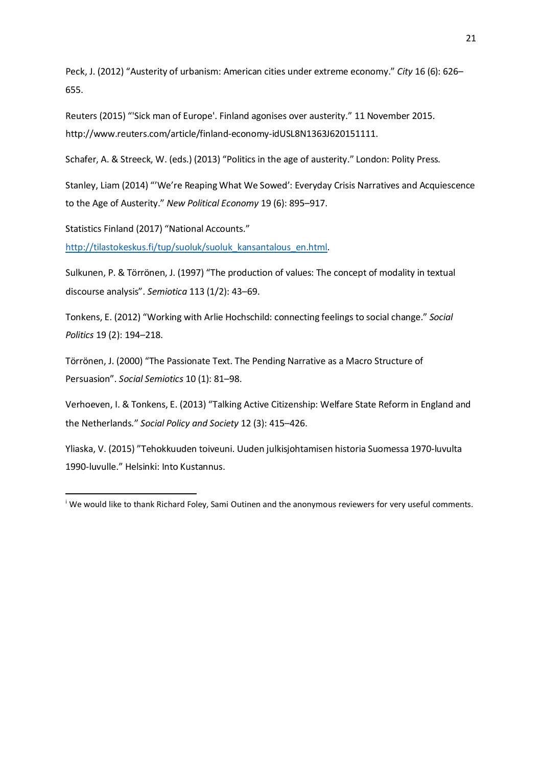Peck, J. (2012) "Austerity of urbanism: American cities under extreme economy." *City* 16 (6): 626–655.

Reuters (2015) "'Sick man of Europe'. Finland agonises over austerity." 11 November 2015. http://www.reuters.com/article/finland-economy-idUSL8N1363J620151111.

Schafer, A. & Streeck, W. (eds.) (2013) "Politics in the age of austerity." London: Polity Press.

Stanley, Liam (2014) "'We're Reaping What We Sowed': Everyday Crisis Narratives and Acquiescence to the Age of Austerity." *New Political Economy* 19 (6): 895–917.

Statistics Finland (2017) "National Accounts." http://tilastokeskus.fi/tup/suoluk/suoluk_kansantalous_en.html.

Sulkunen, P. & Törrönen, J. (1997) "The production of values: The concept of modality in textual discourse analysis". *Semiotica* 113 (1/2): 43–69.

Tonkens, E. (2012) "Working with Arlie Hochschild: connecting feelings to social change." *Social Politics* 19 (2): 194–218.

Törrönen, J. (2000) "The Passionate Text. The Pending Narrative as a Macro Structure of Persuasion". *Social Semiotics* 10 (1): 81–98.

Verhoeven, I. & Tonkens, E. (2013) "Talking Active Citizenship: Welfare State Reform in England and the Netherlands." *Social Policy and Society* 12 (3): 415–426.

Yliaska, V. (2015) "Tehokkuuden toiveuni. Uuden julkisjohtamisen historia Suomessa 1970-luvulta 1990-luvulle." Helsinki: Into Kustannus.

[i] We would like to thank Richard Foley, Sami Outinen and the anonymous reviewers for very useful comments.